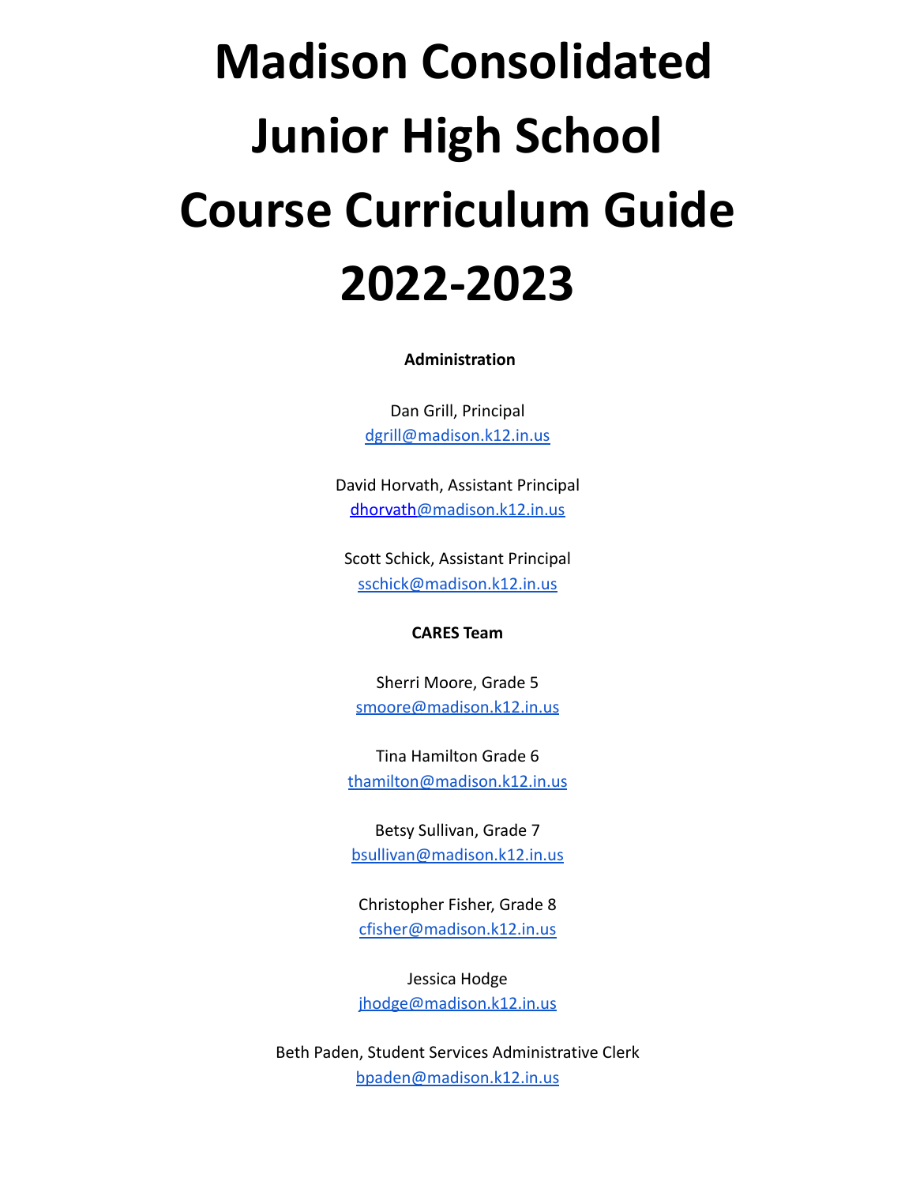# Madison Consolidated Junior High School Course Curriculum Guide 2022-2023

**Administration**

Dan Grill, Principal
dgrill@madison.k12.in.us

David Horvath, Assistant Principal
dhorvath@madison.k12.in.us

Scott Schick, Assistant Principal
sschick@madison.k12.in.us

**CARES Team**

Sherri Moore, Grade 5
smoore@madison.k12.in.us

Tina Hamilton Grade 6
thamilton@madison.k12.in.us

Betsy Sullivan, Grade 7
bsullivan@madison.k12.in.us

Christopher Fisher, Grade 8
cfisher@madison.k12.in.us

Jessica Hodge
jhodge@madison.k12.in.us

Beth Paden, Student Services Administrative Clerk
bpaden@madison.k12.in.us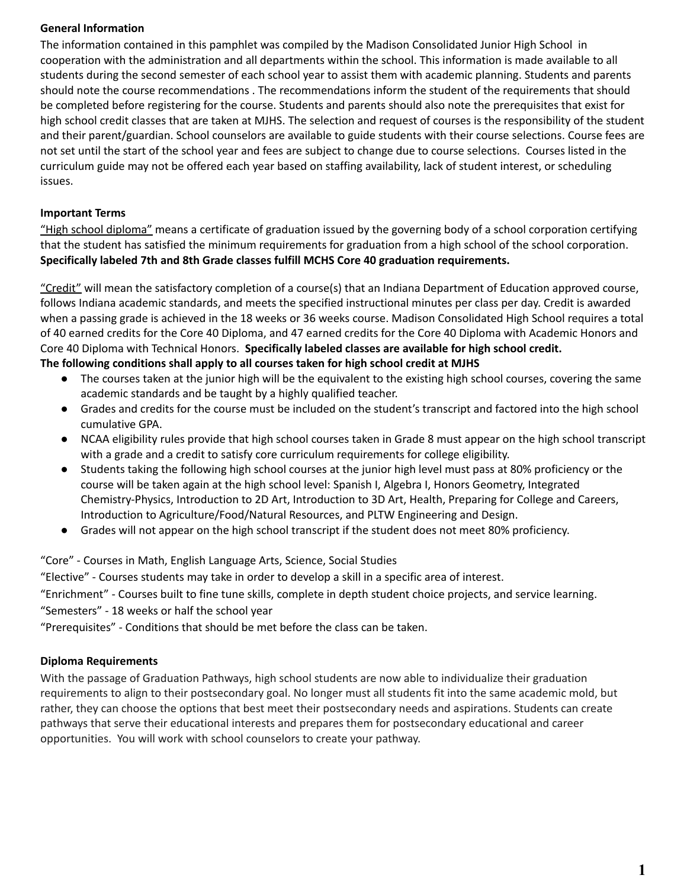**General Information**

The information contained in this pamphlet was compiled by the Madison Consolidated Junior High School in cooperation with the administration and all departments within the school. This information is made available to all students during the second semester of each school year to assist them with academic planning. Students and parents should note the course recommendations . The recommendations inform the student of the requirements that should be completed before registering for the course. Students and parents should also note the prerequisites that exist for high school credit classes that are taken at MJHS. The selection and request of courses is the responsibility of the student and their parent/guardian. School counselors are available to guide students with their course selections. Course fees are not set until the start of the school year and fees are subject to change due to course selections. Courses listed in the curriculum guide may not be offered each year based on staffing availability, lack of student interest, or scheduling issues.

**Important Terms**

"High school diploma" means a certificate of graduation issued by the governing body of a school corporation certifying that the student has satisfied the minimum requirements for graduation from a high school of the school corporation. **Specifically labeled 7th and 8th Grade classes fulfill MCHS Core 40 graduation requirements.**

"Credit" will mean the satisfactory completion of a course(s) that an Indiana Department of Education approved course, follows Indiana academic standards, and meets the specified instructional minutes per class per day. Credit is awarded when a passing grade is achieved in the 18 weeks or 36 weeks course. Madison Consolidated High School requires a total of 40 earned credits for the Core 40 Diploma, and 47 earned credits for the Core 40 Diploma with Academic Honors and Core 40 Diploma with Technical Honors. **Specifically labeled classes are available for high school credit.**

**The following conditions shall apply to all courses taken for high school credit at MJHS**

- The courses taken at the junior high will be the equivalent to the existing high school courses, covering the same academic standards and be taught by a highly qualified teacher.
- Grades and credits for the course must be included on the student's transcript and factored into the high school cumulative GPA.
- NCAA eligibility rules provide that high school courses taken in Grade 8 must appear on the high school transcript with a grade and a credit to satisfy core curriculum requirements for college eligibility.
- Students taking the following high school courses at the junior high level must pass at 80% proficiency or the course will be taken again at the high school level: Spanish I, Algebra I, Honors Geometry, Integrated Chemistry-Physics, Introduction to 2D Art, Introduction to 3D Art, Health, Preparing for College and Careers, Introduction to Agriculture/Food/Natural Resources, and PLTW Engineering and Design.
- Grades will not appear on the high school transcript if the student does not meet 80% proficiency.

"Core" - Courses in Math, English Language Arts, Science, Social Studies

"Elective" - Courses students may take in order to develop a skill in a specific area of interest.

"Enrichment" - Courses built to fine tune skills, complete in depth student choice projects, and service learning.

"Semesters" - 18 weeks or half the school year

"Prerequisites" - Conditions that should be met before the class can be taken.

**Diploma Requirements**

With the passage of Graduation Pathways, high school students are now able to individualize their graduation requirements to align to their postsecondary goal. No longer must all students fit into the same academic mold, but rather, they can choose the options that best meet their postsecondary needs and aspirations. Students can create pathways that serve their educational interests and prepares them for postsecondary educational and career opportunities. You will work with school counselors to create your pathway.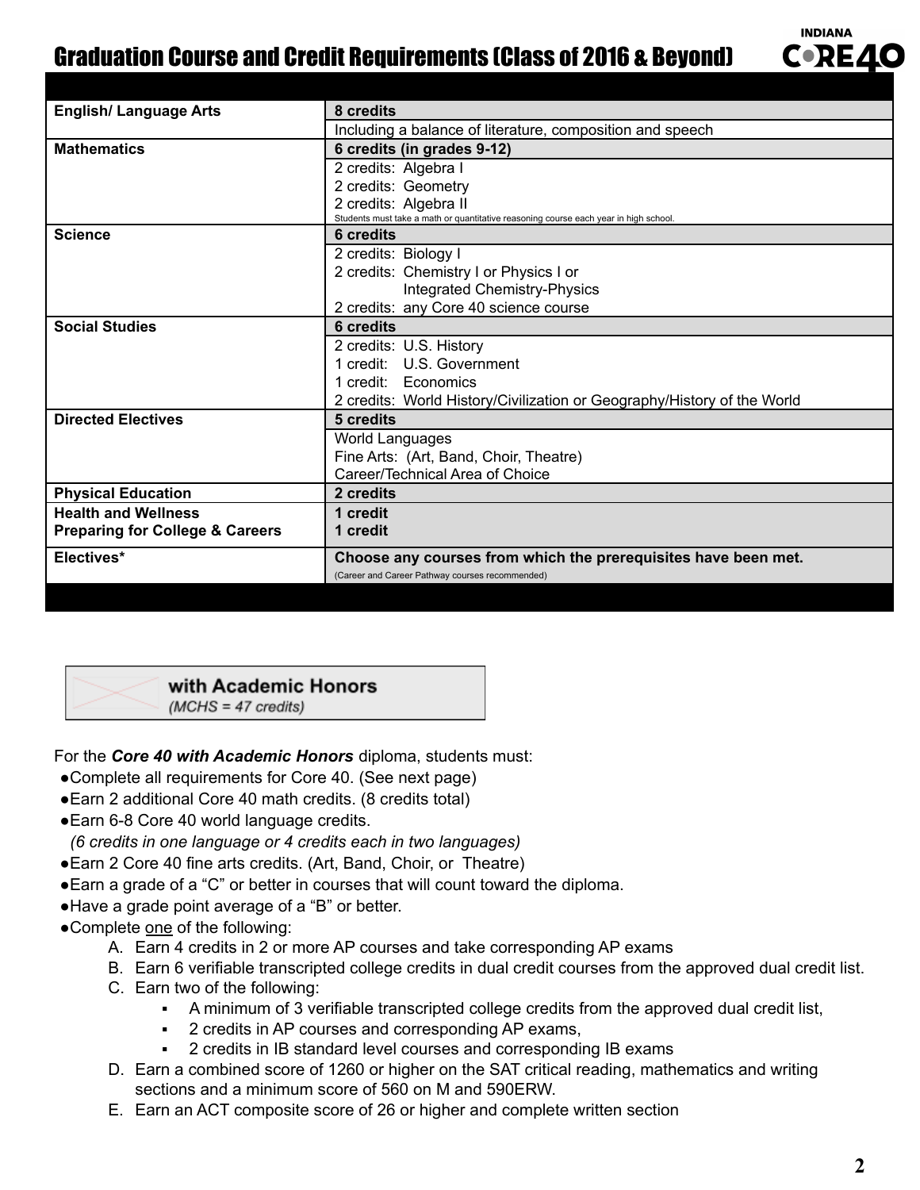# Graduation Course and Credit Requirements (Class of 2016 & Beyond)

INDIANA CORE 40

| | |
|---|---|
| **English/ Language Arts** | **8 credits** |
| | Including a balance of literature, composition and speech |
| **Mathematics** | **6 credits (in grades 9-12)** |
| | 2 credits: Algebra I<br>2 credits: Geometry<br>2 credits: Algebra II<br>Students must take a math or quantitative reasoning course each year in high school. |
| **Science** | **6 credits** |
| | 2 credits: Biology I<br>2 credits: Chemistry I or Physics I or Integrated Chemistry-Physics<br>2 credits: any Core 40 science course |
| **Social Studies** | **6 credits** |
| | 2 credits: U.S. History<br>1 credit: U.S. Government<br>1 credit: Economics<br>2 credits: World History/Civilization or Geography/History of the World |
| **Directed Electives** | **5 credits** |
| | World Languages<br>Fine Arts: (Art, Band, Choir, Theatre)<br>Career/Technical Area of Choice |
| **Physical Education** | **2 credits** |
| **Health and Wellness**<br>**Preparing for College & Careers** | **1 credit**<br>**1 credit** |
| **Electives*** | **Choose any courses from which the prerequisites have been met.**<br>(Career and Career Pathway courses recommended) |

**with Academic Honors**
*(MCHS = 47 credits)*

For the ***Core 40 with Academic Honors*** diploma, students must:

- Complete all requirements for Core 40. (See next page)
- Earn 2 additional Core 40 math credits. (8 credits total)
- Earn 6-8 Core 40 world language credits.
  *(6 credits in one language or 4 credits each in two languages)*
- Earn 2 Core 40 fine arts credits. (Art, Band, Choir, or Theatre)
- Earn a grade of a "C" or better in courses that will count toward the diploma.
- Have a grade point average of a "B" or better.
- Complete one of the following:
  A. Earn 4 credits in 2 or more AP courses and take corresponding AP exams
  B. Earn 6 verifiable transcripted college credits in dual credit courses from the approved dual credit list.
  C. Earn two of the following:
     - A minimum of 3 verifiable transcripted college credits from the approved dual credit list,
     - 2 credits in AP courses and corresponding AP exams,
     - 2 credits in IB standard level courses and corresponding IB exams
  D. Earn a combined score of 1260 or higher on the SAT critical reading, mathematics and writing sections and a minimum score of 560 on M and 590ERW.
  E. Earn an ACT composite score of 26 or higher and complete written section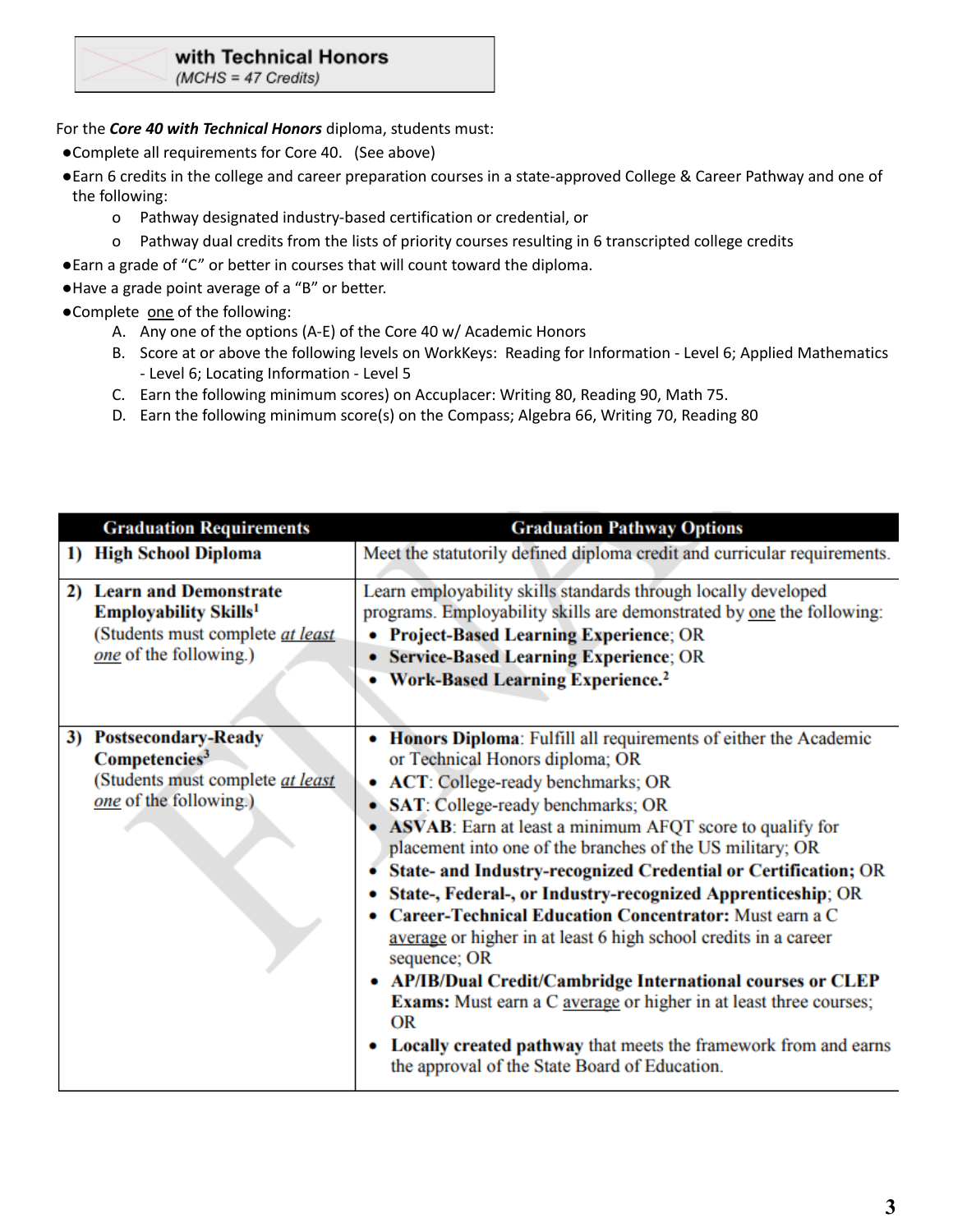**with Technical Honors**
*(MCHS = 47 Credits)*

For the ***Core 40 with Technical Honors*** diploma, students must:

- Complete all requirements for Core 40. (See above)
- Earn 6 credits in the college and career preparation courses in a state-approved College & Career Pathway and one of the following:
  - Pathway designated industry-based certification or credential, or
  - Pathway dual credits from the lists of priority courses resulting in 6 transcripted college credits
- Earn a grade of "C" or better in courses that will count toward the diploma.
- Have a grade point average of a "B" or better.
- Complete one of the following:
  A. Any one of the options (A-E) of the Core 40 w/ Academic Honors
  B. Score at or above the following levels on WorkKeys: Reading for Information - Level 6; Applied Mathematics - Level 6; Locating Information - Level 5
  C. Earn the following minimum scores) on Accuplacer: Writing 80, Reading 90, Math 75.
  D. Earn the following minimum score(s) on the Compass; Algebra 66, Writing 70, Reading 80

| Graduation Requirements | Graduation Pathway Options |
|---|---|
| **1) High School Diploma** | Meet the statutorily defined diploma credit and curricular requirements. |
| **2) Learn and Demonstrate Employability Skills**[1] (Students must complete *at least one* of the following.) | Learn employability skills standards through locally developed programs. Employability skills are demonstrated by one the following: • **Project-Based Learning Experience**; OR • **Service-Based Learning Experience**; OR • **Work-Based Learning Experience.**[2] |
| **3) Postsecondary-Ready Competencies**[3] (Students must complete *at least one* of the following.) | • **Honors Diploma**: Fulfill all requirements of either the Academic or Technical Honors diploma; OR • **ACT**: College-ready benchmarks; OR • **SAT**: College-ready benchmarks; OR • **ASVAB**: Earn at least a minimum AFQT score to qualify for placement into one of the branches of the US military; OR • **State- and Industry-recognized Credential or Certification;** OR • **State-, Federal-, or Industry-recognized Apprenticeship**; OR • **Career-Technical Education Concentrator:** Must earn a C average or higher in at least 6 high school credits in a career sequence; OR • **AP/IB/Dual Credit/Cambridge International courses or CLEP Exams:** Must earn a C average or higher in at least three courses; OR • **Locally created pathway** that meets the framework from and earns the approval of the State Board of Education. |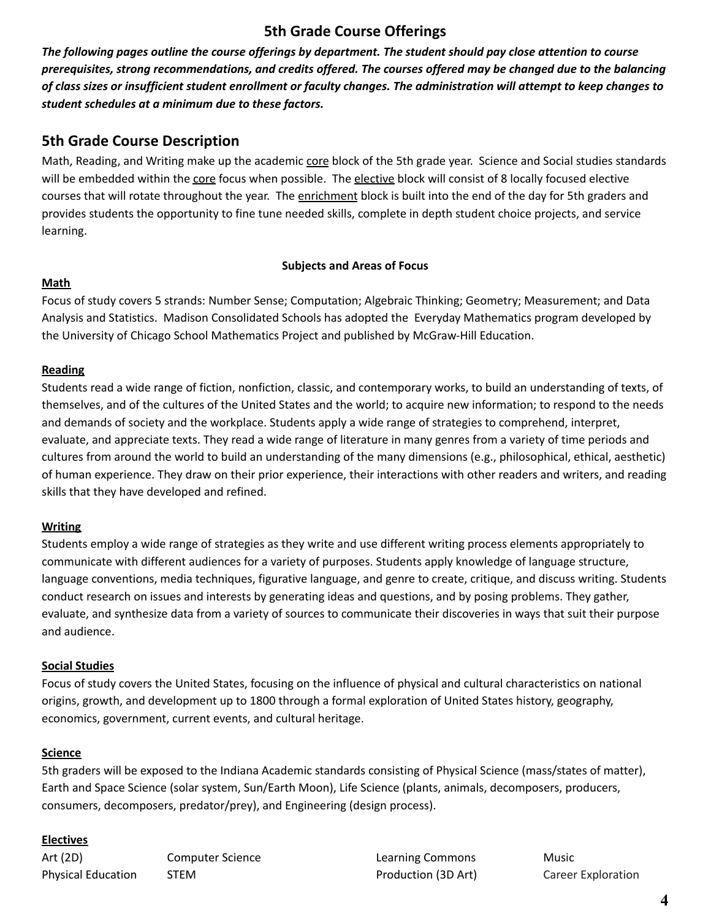# 5th Grade Course Offerings

***The following pages outline the course offerings by department. The student should pay close attention to course prerequisites, strong recommendations, and credits offered. The courses offered may be changed due to the balancing of class sizes or insufficient student enrollment or faculty changes. The administration will attempt to keep changes to student schedules at a minimum due to these factors.***

## 5th Grade Course Description

Math, Reading, and Writing make up the academic core block of the 5th grade year. Science and Social studies standards will be embedded within the core focus when possible. The elective block will consist of 8 locally focused elective courses that will rotate throughout the year. The enrichment block is built into the end of the day for 5th graders and provides students the opportunity to fine tune needed skills, complete in depth student choice projects, and service learning.

**Subjects and Areas of Focus**

**Math**

Focus of study covers 5 strands: Number Sense; Computation; Algebraic Thinking; Geometry; Measurement; and Data Analysis and Statistics. Madison Consolidated Schools has adopted the Everyday Mathematics program developed by the University of Chicago School Mathematics Project and published by McGraw-Hill Education.

**Reading**

Students read a wide range of fiction, nonfiction, classic, and contemporary works, to build an understanding of texts, of themselves, and of the cultures of the United States and the world; to acquire new information; to respond to the needs and demands of society and the workplace. Students apply a wide range of strategies to comprehend, interpret, evaluate, and appreciate texts. They read a wide range of literature in many genres from a variety of time periods and cultures from around the world to build an understanding of the many dimensions (e.g., philosophical, ethical, aesthetic) of human experience. They draw on their prior experience, their interactions with other readers and writers, and reading skills that they have developed and refined.

**Writing**

Students employ a wide range of strategies as they write and use different writing process elements appropriately to communicate with different audiences for a variety of purposes. Students apply knowledge of language structure, language conventions, media techniques, figurative language, and genre to create, critique, and discuss writing. Students conduct research on issues and interests by generating ideas and questions, and by posing problems. They gather, evaluate, and synthesize data from a variety of sources to communicate their discoveries in ways that suit their purpose and audience.

**Social Studies**

Focus of study covers the United States, focusing on the influence of physical and cultural characteristics on national origins, growth, and development up to 1800 through a formal exploration of United States history, geography, economics, government, current events, and cultural heritage.

**Science**

5th graders will be exposed to the Indiana Academic standards consisting of Physical Science (mass/states of matter), Earth and Space Science (solar system, Sun/Earth Moon), Life Science (plants, animals, decomposers, producers, consumers, decomposers, predator/prey), and Engineering (design process).

**Electives**

| | | | |
|---|---|---|---|
| Art (2D) | Computer Science | Learning Commons | Music |
| Physical Education | STEM | Production (3D Art) | Career Exploration |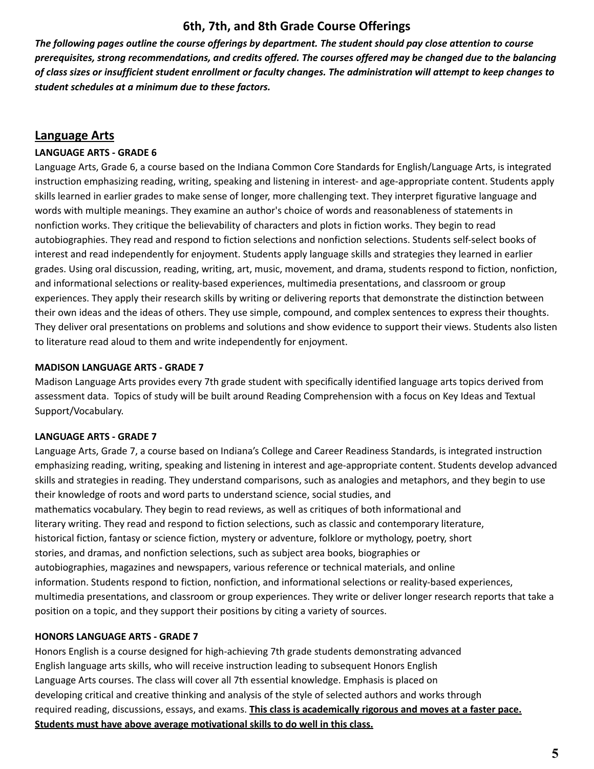# 6th, 7th, and 8th Grade Course Offerings

***The following pages outline the course offerings by department. The student should pay close attention to course prerequisites, strong recommendations, and credits offered. The courses offered may be changed due to the balancing of class sizes or insufficient student enrollment or faculty changes. The administration will attempt to keep changes to student schedules at a minimum due to these factors.***

## Language Arts

### LANGUAGE ARTS - GRADE 6

Language Arts, Grade 6, a course based on the Indiana Common Core Standards for English/Language Arts, is integrated instruction emphasizing reading, writing, speaking and listening in interest- and age-appropriate content. Students apply skills learned in earlier grades to make sense of longer, more challenging text. They interpret figurative language and words with multiple meanings. They examine an author's choice of words and reasonableness of statements in nonfiction works. They critique the believability of characters and plots in fiction works. They begin to read autobiographies. They read and respond to fiction selections and nonfiction selections. Students self-select books of interest and read independently for enjoyment. Students apply language skills and strategies they learned in earlier grades. Using oral discussion, reading, writing, art, music, movement, and drama, students respond to fiction, nonfiction, and informational selections or reality-based experiences, multimedia presentations, and classroom or group experiences. They apply their research skills by writing or delivering reports that demonstrate the distinction between their own ideas and the ideas of others. They use simple, compound, and complex sentences to express their thoughts. They deliver oral presentations on problems and solutions and show evidence to support their views. Students also listen to literature read aloud to them and write independently for enjoyment.

### MADISON LANGUAGE ARTS - GRADE 7

Madison Language Arts provides every 7th grade student with specifically identified language arts topics derived from assessment data. Topics of study will be built around Reading Comprehension with a focus on Key Ideas and Textual Support/Vocabulary.

### LANGUAGE ARTS - GRADE 7

Language Arts, Grade 7, a course based on Indiana's College and Career Readiness Standards, is integrated instruction emphasizing reading, writing, speaking and listening in interest and age-appropriate content. Students develop advanced skills and strategies in reading. They understand comparisons, such as analogies and metaphors, and they begin to use their knowledge of roots and word parts to understand science, social studies, and mathematics vocabulary. They begin to read reviews, as well as critiques of both informational and literary writing. They read and respond to fiction selections, such as classic and contemporary literature, historical fiction, fantasy or science fiction, mystery or adventure, folklore or mythology, poetry, short stories, and dramas, and nonfiction selections, such as subject area books, biographies or autobiographies, magazines and newspapers, various reference or technical materials, and online information. Students respond to fiction, nonfiction, and informational selections or reality-based experiences, multimedia presentations, and classroom or group experiences. They write or deliver longer research reports that take a position on a topic, and they support their positions by citing a variety of sources.

### HONORS LANGUAGE ARTS - GRADE 7

Honors English is a course designed for high-achieving 7th grade students demonstrating advanced English language arts skills, who will receive instruction leading to subsequent Honors English Language Arts courses. The class will cover all 7th essential knowledge. Emphasis is placed on developing critical and creative thinking and analysis of the style of selected authors and works through required reading, discussions, essays, and exams. **<u>This class is academically rigorous and moves at a faster pace. Students must have above average motivational skills to do well in this class.</u>**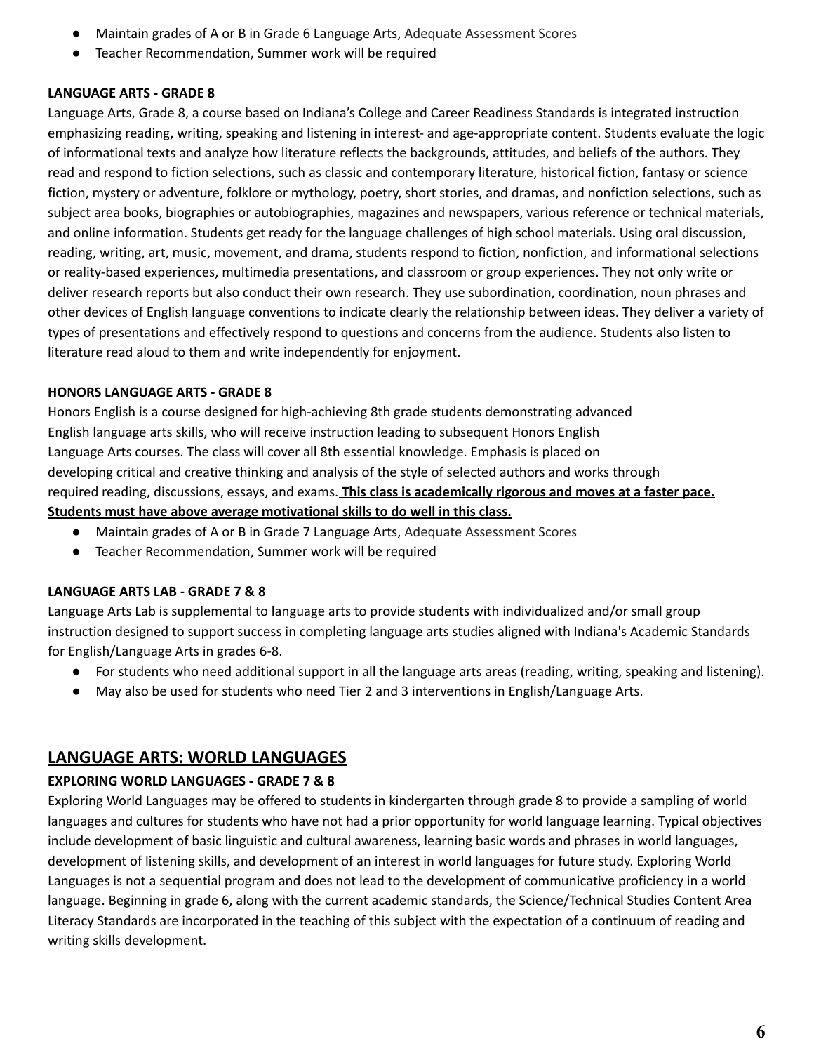- Maintain grades of A or B in Grade 6 Language Arts, Adequate Assessment Scores
- Teacher Recommendation, Summer work will be required

**LANGUAGE ARTS - GRADE 8**

Language Arts, Grade 8, a course based on Indiana's College and Career Readiness Standards is integrated instruction emphasizing reading, writing, speaking and listening in interest- and age-appropriate content. Students evaluate the logic of informational texts and analyze how literature reflects the backgrounds, attitudes, and beliefs of the authors. They read and respond to fiction selections, such as classic and contemporary literature, historical fiction, fantasy or science fiction, mystery or adventure, folklore or mythology, poetry, short stories, and dramas, and nonfiction selections, such as subject area books, biographies or autobiographies, magazines and newspapers, various reference or technical materials, and online information. Students get ready for the language challenges of high school materials. Using oral discussion, reading, writing, art, music, movement, and drama, students respond to fiction, nonfiction, and informational selections or reality-based experiences, multimedia presentations, and classroom or group experiences. They not only write or deliver research reports but also conduct their own research. They use subordination, coordination, noun phrases and other devices of English language conventions to indicate clearly the relationship between ideas. They deliver a variety of types of presentations and effectively respond to questions and concerns from the audience. Students also listen to literature read aloud to them and write independently for enjoyment.

**HONORS LANGUAGE ARTS - GRADE 8**

Honors English is a course designed for high-achieving 8th grade students demonstrating advanced English language arts skills, who will receive instruction leading to subsequent Honors English Language Arts courses. The class will cover all 8th essential knowledge. Emphasis is placed on developing critical and creative thinking and analysis of the style of selected authors and works through required reading, discussions, essays, and exams. **This class is academically rigorous and moves at a faster pace. Students must have above average motivational skills to do well in this class.**

- Maintain grades of A or B in Grade 7 Language Arts, Adequate Assessment Scores
- Teacher Recommendation, Summer work will be required

**LANGUAGE ARTS LAB - GRADE 7 & 8**

Language Arts Lab is supplemental to language arts to provide students with individualized and/or small group instruction designed to support success in completing language arts studies aligned with Indiana's Academic Standards for English/Language Arts in grades 6-8.

- For students who need additional support in all the language arts areas (reading, writing, speaking and listening).
- May also be used for students who need Tier 2 and 3 interventions in English/Language Arts.

## LANGUAGE ARTS: WORLD LANGUAGES

**EXPLORING WORLD LANGUAGES - GRADE 7 & 8**

Exploring World Languages may be offered to students in kindergarten through grade 8 to provide a sampling of world languages and cultures for students who have not had a prior opportunity for world language learning. Typical objectives include development of basic linguistic and cultural awareness, learning basic words and phrases in world languages, development of listening skills, and development of an interest in world languages for future study. Exploring World Languages is not a sequential program and does not lead to the development of communicative proficiency in a world language. Beginning in grade 6, along with the current academic standards, the Science/Technical Studies Content Area Literacy Standards are incorporated in the teaching of this subject with the expectation of a continuum of reading and writing skills development.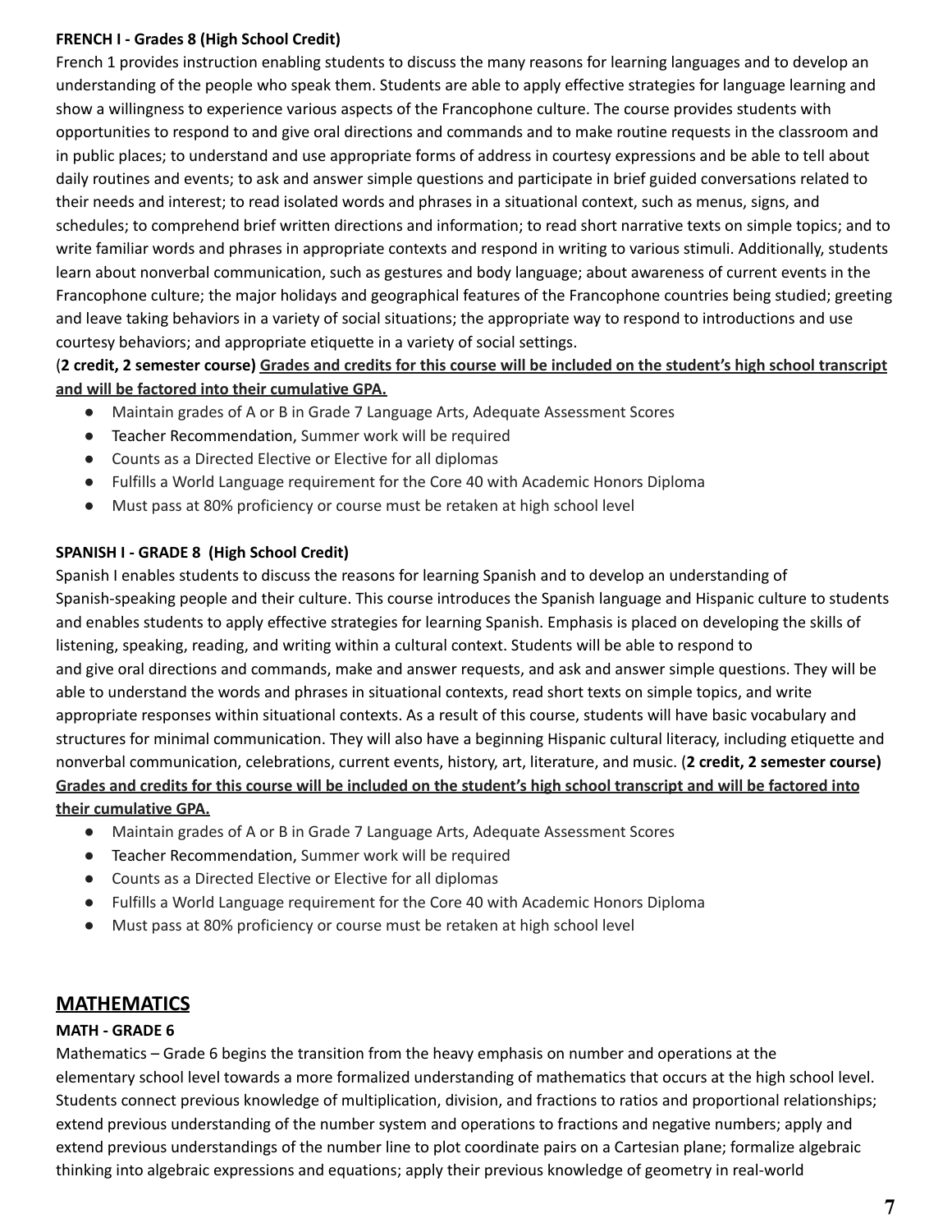**FRENCH I - Grades 8 (High School Credit)**

French 1 provides instruction enabling students to discuss the many reasons for learning languages and to develop an understanding of the people who speak them. Students are able to apply effective strategies for language learning and show a willingness to experience various aspects of the Francophone culture. The course provides students with opportunities to respond to and give oral directions and commands and to make routine requests in the classroom and in public places; to understand and use appropriate forms of address in courtesy expressions and be able to tell about daily routines and events; to ask and answer simple questions and participate in brief guided conversations related to their needs and interest; to read isolated words and phrases in a situational context, such as menus, signs, and schedules; to comprehend brief written directions and information; to read short narrative texts on simple topics; and to write familiar words and phrases in appropriate contexts and respond in writing to various stimuli. Additionally, students learn about nonverbal communication, such as gestures and body language; about awareness of current events in the Francophone culture; the major holidays and geographical features of the Francophone countries being studied; greeting and leave taking behaviors in a variety of social situations; the appropriate way to respond to introductions and use courtesy behaviors; and appropriate etiquette in a variety of social settings.

(**2 credit, 2 semester course)** <u>**Grades and credits for this course will be included on the student's high school transcript and will be factored into their cumulative GPA.**</u>

- Maintain grades of A or B in Grade 7 Language Arts, Adequate Assessment Scores
- Teacher Recommendation, Summer work will be required
- Counts as a Directed Elective or Elective for all diplomas
- Fulfills a World Language requirement for the Core 40 with Academic Honors Diploma
- Must pass at 80% proficiency or course must be retaken at high school level

**SPANISH I - GRADE 8 (High School Credit)**

Spanish I enables students to discuss the reasons for learning Spanish and to develop an understanding of Spanish-speaking people and their culture. This course introduces the Spanish language and Hispanic culture to students and enables students to apply effective strategies for learning Spanish. Emphasis is placed on developing the skills of listening, speaking, reading, and writing within a cultural context. Students will be able to respond to and give oral directions and commands, make and answer requests, and ask and answer simple questions. They will be able to understand the words and phrases in situational contexts, read short texts on simple topics, and write appropriate responses within situational contexts. As a result of this course, students will have basic vocabulary and structures for minimal communication. They will also have a beginning Hispanic cultural literacy, including etiquette and nonverbal communication, celebrations, current events, history, art, literature, and music. (**2 credit, 2 semester course)** <u>**Grades and credits for this course will be included on the student's high school transcript and will be factored into their cumulative GPA.**</u>

- Maintain grades of A or B in Grade 7 Language Arts, Adequate Assessment Scores
- Teacher Recommendation, Summer work will be required
- Counts as a Directed Elective or Elective for all diplomas
- Fulfills a World Language requirement for the Core 40 with Academic Honors Diploma
- Must pass at 80% proficiency or course must be retaken at high school level

## <u>MATHEMATICS</u>

**MATH - GRADE 6**

Mathematics – Grade 6 begins the transition from the heavy emphasis on number and operations at the elementary school level towards a more formalized understanding of mathematics that occurs at the high school level. Students connect previous knowledge of multiplication, division, and fractions to ratios and proportional relationships; extend previous understanding of the number system and operations to fractions and negative numbers; apply and extend previous understandings of the number line to plot coordinate pairs on a Cartesian plane; formalize algebraic thinking into algebraic expressions and equations; apply their previous knowledge of geometry in real-world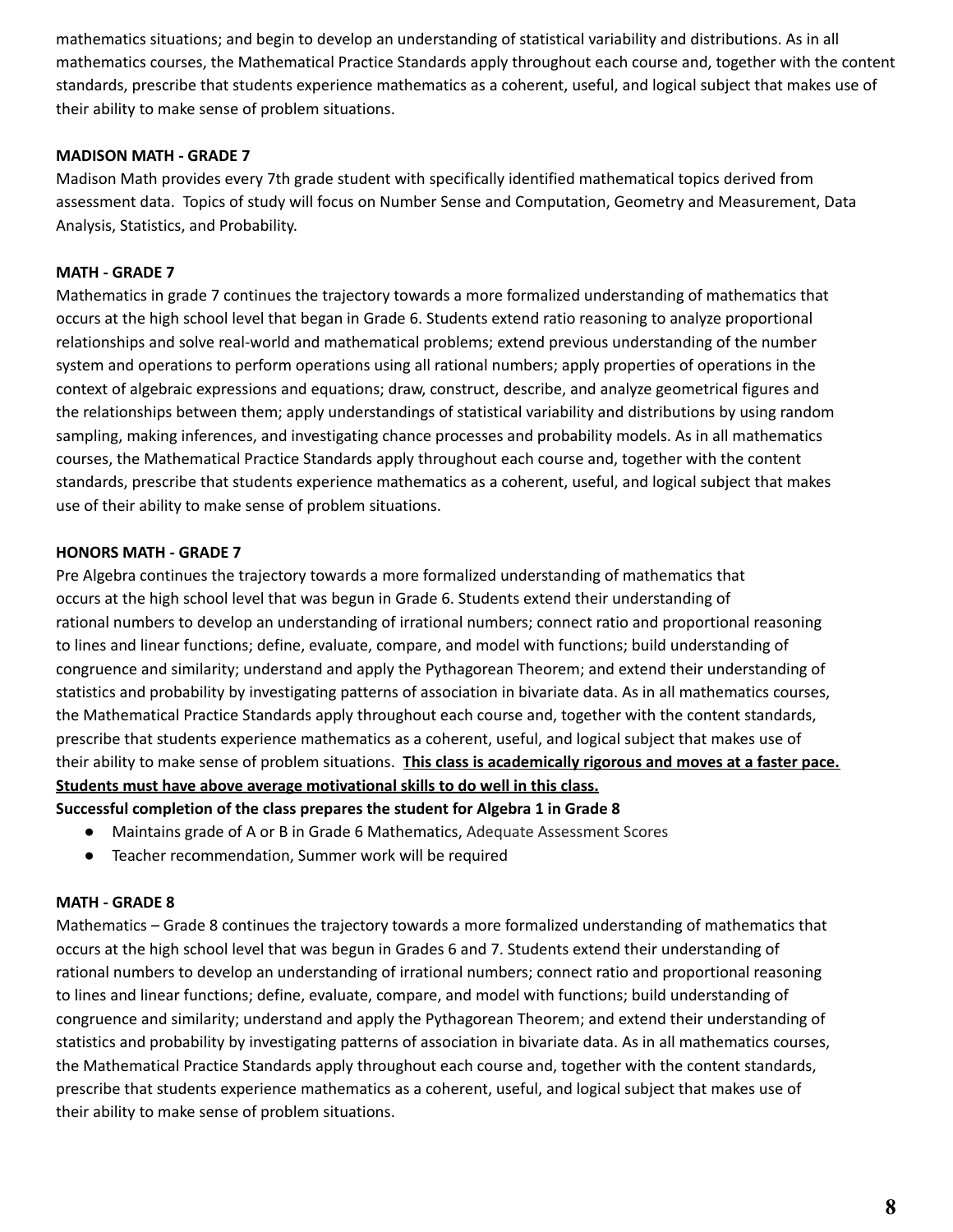mathematics situations; and begin to develop an understanding of statistical variability and distributions. As in all mathematics courses, the Mathematical Practice Standards apply throughout each course and, together with the content standards, prescribe that students experience mathematics as a coherent, useful, and logical subject that makes use of their ability to make sense of problem situations.

**MADISON MATH - GRADE 7**

Madison Math provides every 7th grade student with specifically identified mathematical topics derived from assessment data. Topics of study will focus on Number Sense and Computation, Geometry and Measurement, Data Analysis, Statistics, and Probability.

**MATH - GRADE 7**

Mathematics in grade 7 continues the trajectory towards a more formalized understanding of mathematics that occurs at the high school level that began in Grade 6. Students extend ratio reasoning to analyze proportional relationships and solve real-world and mathematical problems; extend previous understanding of the number system and operations to perform operations using all rational numbers; apply properties of operations in the context of algebraic expressions and equations; draw, construct, describe, and analyze geometrical figures and the relationships between them; apply understandings of statistical variability and distributions by using random sampling, making inferences, and investigating chance processes and probability models. As in all mathematics courses, the Mathematical Practice Standards apply throughout each course and, together with the content standards, prescribe that students experience mathematics as a coherent, useful, and logical subject that makes use of their ability to make sense of problem situations.

**HONORS MATH - GRADE 7**

Pre Algebra continues the trajectory towards a more formalized understanding of mathematics that occurs at the high school level that was begun in Grade 6. Students extend their understanding of rational numbers to develop an understanding of irrational numbers; connect ratio and proportional reasoning to lines and linear functions; define, evaluate, compare, and model with functions; build understanding of congruence and similarity; understand and apply the Pythagorean Theorem; and extend their understanding of statistics and probability by investigating patterns of association in bivariate data. As in all mathematics courses, the Mathematical Practice Standards apply throughout each course and, together with the content standards, prescribe that students experience mathematics as a coherent, useful, and logical subject that makes use of their ability to make sense of problem situations. **This class is academically rigorous and moves at a faster pace. Students must have above average motivational skills to do well in this class.**

**Successful completion of the class prepares the student for Algebra 1 in Grade 8**

- Maintains grade of A or B in Grade 6 Mathematics, Adequate Assessment Scores
- Teacher recommendation, Summer work will be required

**MATH - GRADE 8**

Mathematics – Grade 8 continues the trajectory towards a more formalized understanding of mathematics that occurs at the high school level that was begun in Grades 6 and 7. Students extend their understanding of rational numbers to develop an understanding of irrational numbers; connect ratio and proportional reasoning to lines and linear functions; define, evaluate, compare, and model with functions; build understanding of congruence and similarity; understand and apply the Pythagorean Theorem; and extend their understanding of statistics and probability by investigating patterns of association in bivariate data. As in all mathematics courses, the Mathematical Practice Standards apply throughout each course and, together with the content standards, prescribe that students experience mathematics as a coherent, useful, and logical subject that makes use of their ability to make sense of problem situations.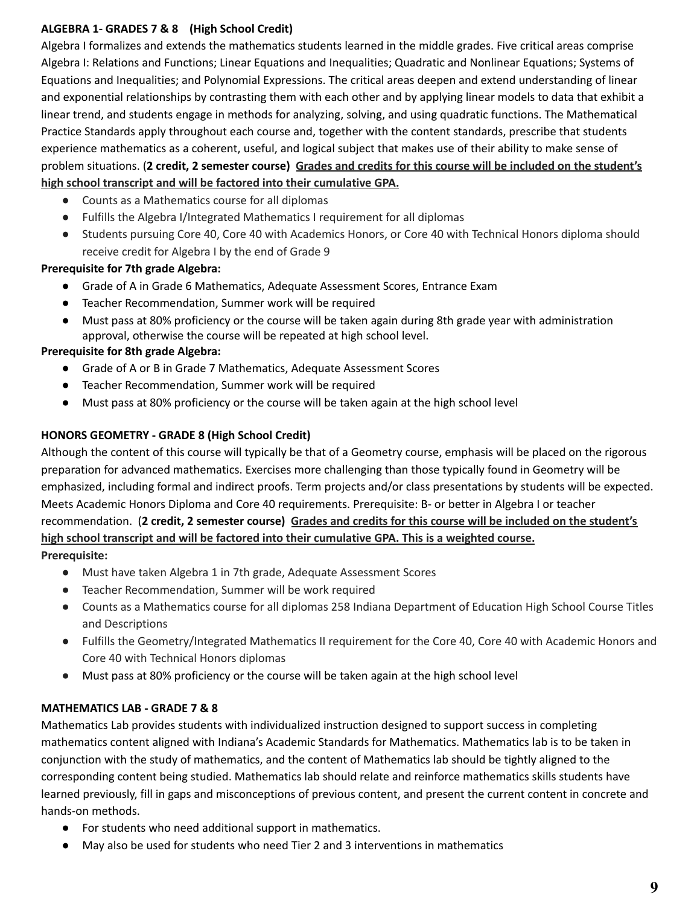**ALGEBRA 1- GRADES 7 & 8 (High School Credit)**

Algebra I formalizes and extends the mathematics students learned in the middle grades. Five critical areas comprise Algebra I: Relations and Functions; Linear Equations and Inequalities; Quadratic and Nonlinear Equations; Systems of Equations and Inequalities; and Polynomial Expressions. The critical areas deepen and extend understanding of linear and exponential relationships by contrasting them with each other and by applying linear models to data that exhibit a linear trend, and students engage in methods for analyzing, solving, and using quadratic functions. The Mathematical Practice Standards apply throughout each course and, together with the content standards, prescribe that students experience mathematics as a coherent, useful, and logical subject that makes use of their ability to make sense of problem situations. (**2 credit, 2 semester course)** **<u>Grades and credits for this course will be included on the student's high school transcript and will be factored into their cumulative GPA.</u>**

- Counts as a Mathematics course for all diplomas
- Fulfills the Algebra I/Integrated Mathematics I requirement for all diplomas
- Students pursuing Core 40, Core 40 with Academics Honors, or Core 40 with Technical Honors diploma should receive credit for Algebra I by the end of Grade 9

**Prerequisite for 7th grade Algebra:**

- Grade of A in Grade 6 Mathematics, Adequate Assessment Scores, Entrance Exam
- Teacher Recommendation, Summer work will be required
- Must pass at 80% proficiency or the course will be taken again during 8th grade year with administration approval, otherwise the course will be repeated at high school level.

**Prerequisite for 8th grade Algebra:**

- Grade of A or B in Grade 7 Mathematics, Adequate Assessment Scores
- Teacher Recommendation, Summer work will be required
- Must pass at 80% proficiency or the course will be taken again at the high school level

**HONORS GEOMETRY - GRADE 8 (High School Credit)**

Although the content of this course will typically be that of a Geometry course, emphasis will be placed on the rigorous preparation for advanced mathematics. Exercises more challenging than those typically found in Geometry will be emphasized, including formal and indirect proofs. Term projects and/or class presentations by students will be expected. Meets Academic Honors Diploma and Core 40 requirements. Prerequisite: B- or better in Algebra I or teacher recommendation. (**2 credit, 2 semester course)** **<u>Grades and credits for this course will be included on the student's high school transcript and will be factored into their cumulative GPA. This is a weighted course.</u>**

**Prerequisite:**

- Must have taken Algebra 1 in 7th grade, Adequate Assessment Scores
- Teacher Recommendation, Summer will be work required
- Counts as a Mathematics course for all diplomas 258 Indiana Department of Education High School Course Titles and Descriptions
- Fulfills the Geometry/Integrated Mathematics II requirement for the Core 40, Core 40 with Academic Honors and Core 40 with Technical Honors diplomas
- Must pass at 80% proficiency or the course will be taken again at the high school level

**MATHEMATICS LAB - GRADE 7 & 8**

Mathematics Lab provides students with individualized instruction designed to support success in completing mathematics content aligned with Indiana's Academic Standards for Mathematics. Mathematics lab is to be taken in conjunction with the study of mathematics, and the content of Mathematics lab should be tightly aligned to the corresponding content being studied. Mathematics lab should relate and reinforce mathematics skills students have learned previously, fill in gaps and misconceptions of previous content, and present the current content in concrete and hands-on methods.

- For students who need additional support in mathematics.
- May also be used for students who need Tier 2 and 3 interventions in mathematics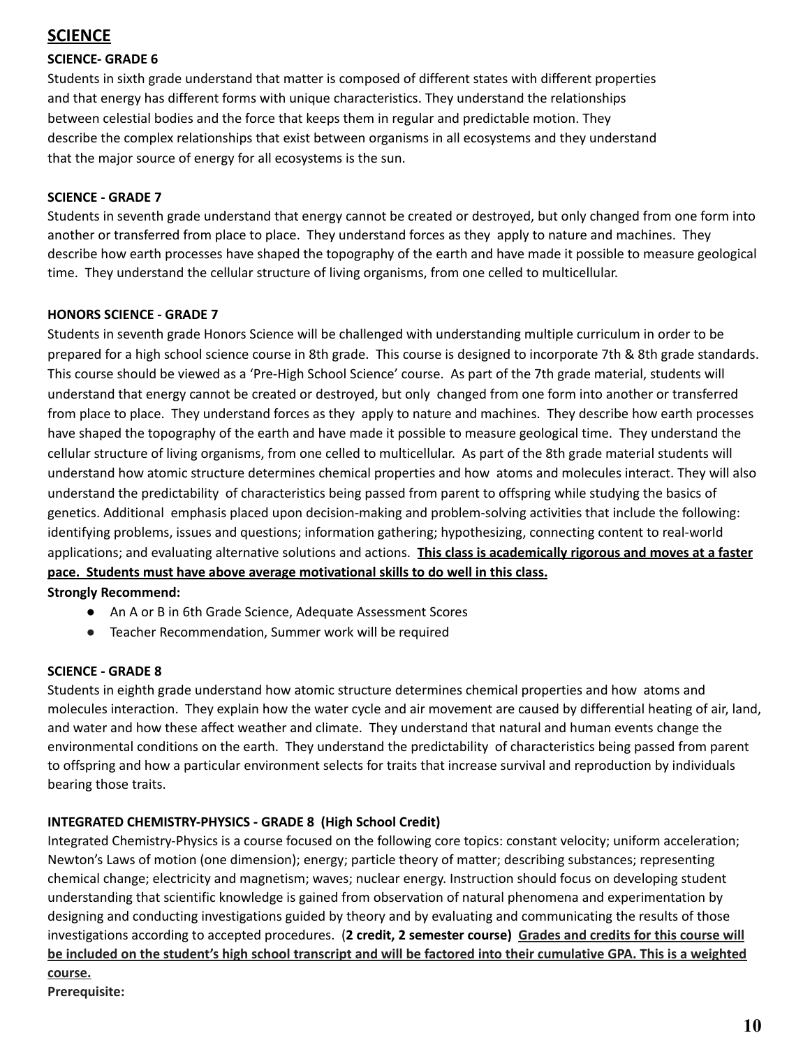## SCIENCE

### SCIENCE- GRADE 6

Students in sixth grade understand that matter is composed of different states with different properties and that energy has different forms with unique characteristics. They understand the relationships between celestial bodies and the force that keeps them in regular and predictable motion. They describe the complex relationships that exist between organisms in all ecosystems and they understand that the major source of energy for all ecosystems is the sun.

### SCIENCE - GRADE 7

Students in seventh grade understand that energy cannot be created or destroyed, but only changed from one form into another or transferred from place to place. They understand forces as they apply to nature and machines. They describe how earth processes have shaped the topography of the earth and have made it possible to measure geological time. They understand the cellular structure of living organisms, from one celled to multicellular.

### HONORS SCIENCE - GRADE 7

Students in seventh grade Honors Science will be challenged with understanding multiple curriculum in order to be prepared for a high school science course in 8th grade. This course is designed to incorporate 7th & 8th grade standards. This course should be viewed as a 'Pre-High School Science' course. As part of the 7th grade material, students will understand that energy cannot be created or destroyed, but only changed from one form into another or transferred from place to place. They understand forces as they apply to nature and machines. They describe how earth processes have shaped the topography of the earth and have made it possible to measure geological time. They understand the cellular structure of living organisms, from one celled to multicellular. As part of the 8th grade material students will understand how atomic structure determines chemical properties and how atoms and molecules interact. They will also understand the predictability of characteristics being passed from parent to offspring while studying the basics of genetics. Additional emphasis placed upon decision-making and problem-solving activities that include the following: identifying problems, issues and questions; information gathering; hypothesizing, connecting content to real-world applications; and evaluating alternative solutions and actions. **This class is academically rigorous and moves at a faster pace. Students must have above average motivational skills to do well in this class.**

**Strongly Recommend:**

- An A or B in 6th Grade Science, Adequate Assessment Scores
- Teacher Recommendation, Summer work will be required

### SCIENCE - GRADE 8

Students in eighth grade understand how atomic structure determines chemical properties and how atoms and molecules interaction. They explain how the water cycle and air movement are caused by differential heating of air, land, and water and how these affect weather and climate. They understand that natural and human events change the environmental conditions on the earth. They understand the predictability of characteristics being passed from parent to offspring and how a particular environment selects for traits that increase survival and reproduction by individuals bearing those traits.

### INTEGRATED CHEMISTRY-PHYSICS - GRADE 8 (High School Credit)

Integrated Chemistry-Physics is a course focused on the following core topics: constant velocity; uniform acceleration; Newton's Laws of motion (one dimension); energy; particle theory of matter; describing substances; representing chemical change; electricity and magnetism; waves; nuclear energy. Instruction should focus on developing student understanding that scientific knowledge is gained from observation of natural phenomena and experimentation by designing and conducting investigations guided by theory and by evaluating and communicating the results of those investigations according to accepted procedures. (**2 credit, 2 semester course**) **Grades and credits for this course will be included on the student's high school transcript and will be factored into their cumulative GPA. This is a weighted course.**

**Prerequisite:**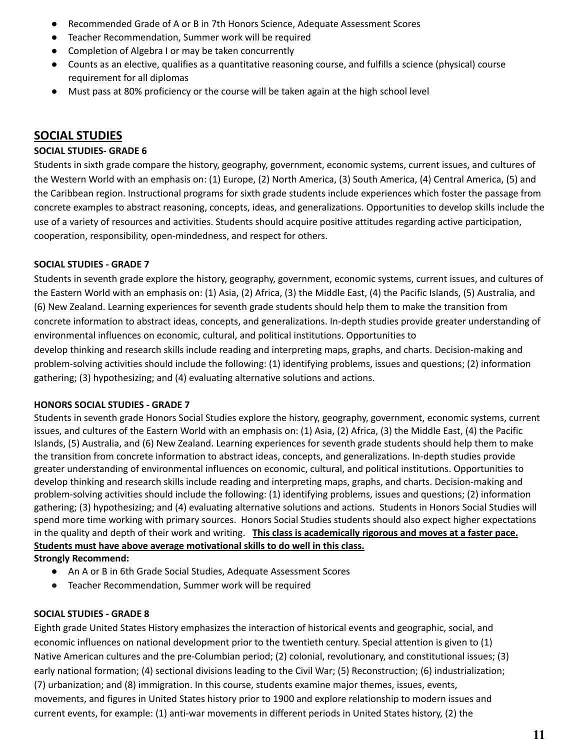- Recommended Grade of A or B in 7th Honors Science, Adequate Assessment Scores
- Teacher Recommendation, Summer work will be required
- Completion of Algebra I or may be taken concurrently
- Counts as an elective, qualifies as a quantitative reasoning course, and fulfills a science (physical) course requirement for all diplomas
- Must pass at 80% proficiency or the course will be taken again at the high school level

## SOCIAL STUDIES

### SOCIAL STUDIES- GRADE 6

Students in sixth grade compare the history, geography, government, economic systems, current issues, and cultures of the Western World with an emphasis on: (1) Europe, (2) North America, (3) South America, (4) Central America, (5) and the Caribbean region. Instructional programs for sixth grade students include experiences which foster the passage from concrete examples to abstract reasoning, concepts, ideas, and generalizations. Opportunities to develop skills include the use of a variety of resources and activities. Students should acquire positive attitudes regarding active participation, cooperation, responsibility, open-mindedness, and respect for others.

### SOCIAL STUDIES - GRADE 7

Students in seventh grade explore the history, geography, government, economic systems, current issues, and cultures of the Eastern World with an emphasis on: (1) Asia, (2) Africa, (3) the Middle East, (4) the Pacific Islands, (5) Australia, and (6) New Zealand. Learning experiences for seventh grade students should help them to make the transition from concrete information to abstract ideas, concepts, and generalizations. In-depth studies provide greater understanding of environmental influences on economic, cultural, and political institutions. Opportunities to develop thinking and research skills include reading and interpreting maps, graphs, and charts. Decision-making and problem-solving activities should include the following: (1) identifying problems, issues and questions; (2) information gathering; (3) hypothesizing; and (4) evaluating alternative solutions and actions.

### HONORS SOCIAL STUDIES - GRADE 7

Students in seventh grade Honors Social Studies explore the history, geography, government, economic systems, current issues, and cultures of the Eastern World with an emphasis on: (1) Asia, (2) Africa, (3) the Middle East, (4) the Pacific Islands, (5) Australia, and (6) New Zealand. Learning experiences for seventh grade students should help them to make the transition from concrete information to abstract ideas, concepts, and generalizations. In-depth studies provide greater understanding of environmental influences on economic, cultural, and political institutions. Opportunities to develop thinking and research skills include reading and interpreting maps, graphs, and charts. Decision-making and problem-solving activities should include the following: (1) identifying problems, issues and questions; (2) information gathering; (3) hypothesizing; and (4) evaluating alternative solutions and actions. Students in Honors Social Studies will spend more time working with primary sources. Honors Social Studies students should also expect higher expectations in the quality and depth of their work and writing. **This class is academically rigorous and moves at a faster pace. Students must have above average motivational skills to do well in this class.**

**Strongly Recommend:**

- An A or B in 6th Grade Social Studies, Adequate Assessment Scores
- Teacher Recommendation, Summer work will be required

### SOCIAL STUDIES - GRADE 8

Eighth grade United States History emphasizes the interaction of historical events and geographic, social, and economic influences on national development prior to the twentieth century. Special attention is given to (1) Native American cultures and the pre-Columbian period; (2) colonial, revolutionary, and constitutional issues; (3) early national formation; (4) sectional divisions leading to the Civil War; (5) Reconstruction; (6) industrialization; (7) urbanization; and (8) immigration. In this course, students examine major themes, issues, events, movements, and figures in United States history prior to 1900 and explore relationship to modern issues and current events, for example: (1) anti-war movements in different periods in United States history, (2) the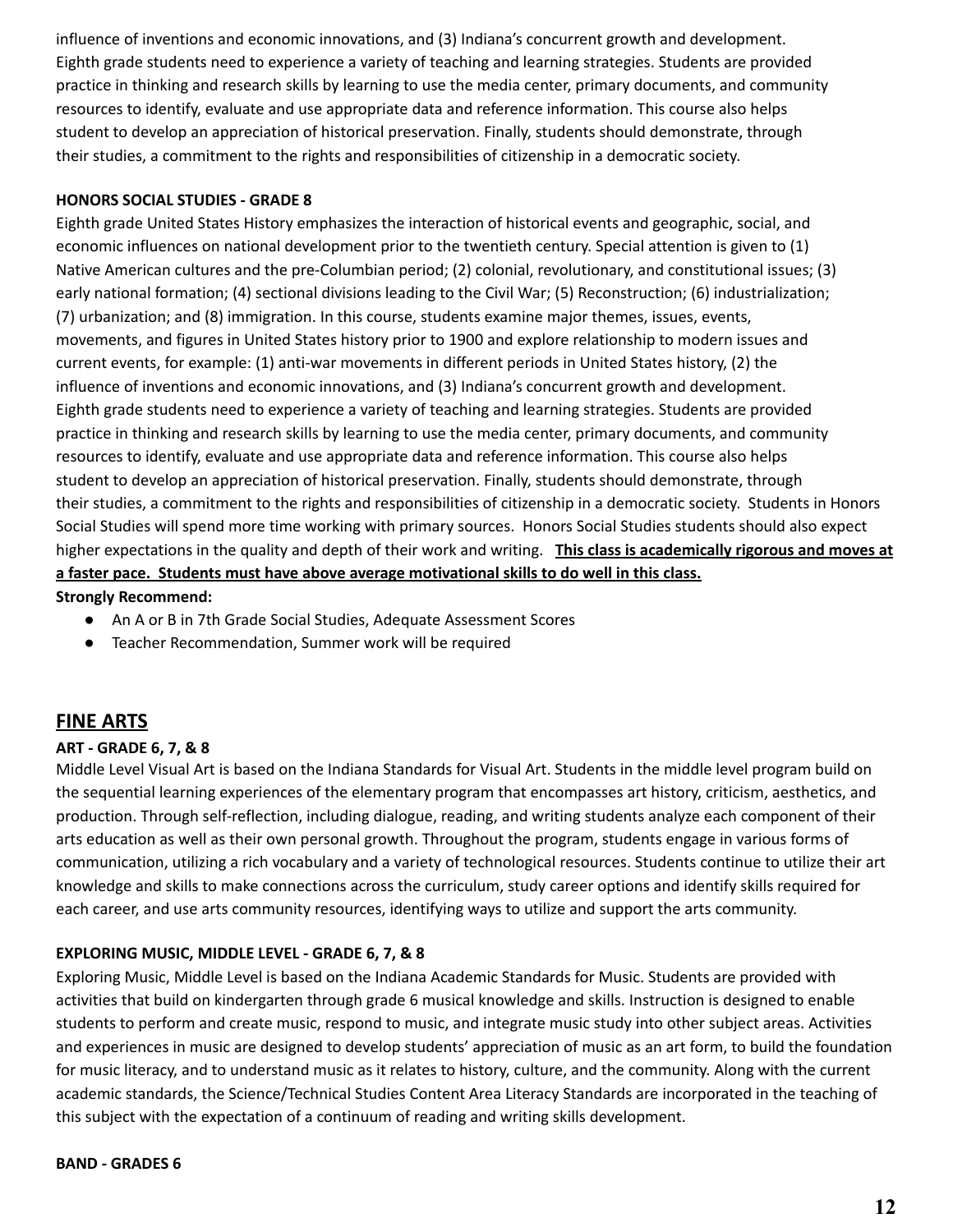influence of inventions and economic innovations, and (3) Indiana's concurrent growth and development. Eighth grade students need to experience a variety of teaching and learning strategies. Students are provided practice in thinking and research skills by learning to use the media center, primary documents, and community resources to identify, evaluate and use appropriate data and reference information. This course also helps student to develop an appreciation of historical preservation. Finally, students should demonstrate, through their studies, a commitment to the rights and responsibilities of citizenship in a democratic society.

### HONORS SOCIAL STUDIES - GRADE 8

Eighth grade United States History emphasizes the interaction of historical events and geographic, social, and economic influences on national development prior to the twentieth century. Special attention is given to (1) Native American cultures and the pre-Columbian period; (2) colonial, revolutionary, and constitutional issues; (3) early national formation; (4) sectional divisions leading to the Civil War; (5) Reconstruction; (6) industrialization; (7) urbanization; and (8) immigration. In this course, students examine major themes, issues, events, movements, and figures in United States history prior to 1900 and explore relationship to modern issues and current events, for example: (1) anti-war movements in different periods in United States history, (2) the influence of inventions and economic innovations, and (3) Indiana's concurrent growth and development. Eighth grade students need to experience a variety of teaching and learning strategies. Students are provided practice in thinking and research skills by learning to use the media center, primary documents, and community resources to identify, evaluate and use appropriate data and reference information. This course also helps student to develop an appreciation of historical preservation. Finally, students should demonstrate, through their studies, a commitment to the rights and responsibilities of citizenship in a democratic society. Students in Honors Social Studies will spend more time working with primary sources. Honors Social Studies students should also expect higher expectations in the quality and depth of their work and writing. **This class is academically rigorous and moves at a faster pace. Students must have above average motivational skills to do well in this class.**

**Strongly Recommend:**

- An A or B in 7th Grade Social Studies, Adequate Assessment Scores
- Teacher Recommendation, Summer work will be required

## FINE ARTS

### ART - GRADE 6, 7, & 8

Middle Level Visual Art is based on the Indiana Standards for Visual Art. Students in the middle level program build on the sequential learning experiences of the elementary program that encompasses art history, criticism, aesthetics, and production. Through self-reflection, including dialogue, reading, and writing students analyze each component of their arts education as well as their own personal growth. Throughout the program, students engage in various forms of communication, utilizing a rich vocabulary and a variety of technological resources. Students continue to utilize their art knowledge and skills to make connections across the curriculum, study career options and identify skills required for each career, and use arts community resources, identifying ways to utilize and support the arts community.

### EXPLORING MUSIC, MIDDLE LEVEL - GRADE 6, 7, & 8

Exploring Music, Middle Level is based on the Indiana Academic Standards for Music. Students are provided with activities that build on kindergarten through grade 6 musical knowledge and skills. Instruction is designed to enable students to perform and create music, respond to music, and integrate music study into other subject areas. Activities and experiences in music are designed to develop students' appreciation of music as an art form, to build the foundation for music literacy, and to understand music as it relates to history, culture, and the community. Along with the current academic standards, the Science/Technical Studies Content Area Literacy Standards are incorporated in the teaching of this subject with the expectation of a continuum of reading and writing skills development.

### BAND - GRADES 6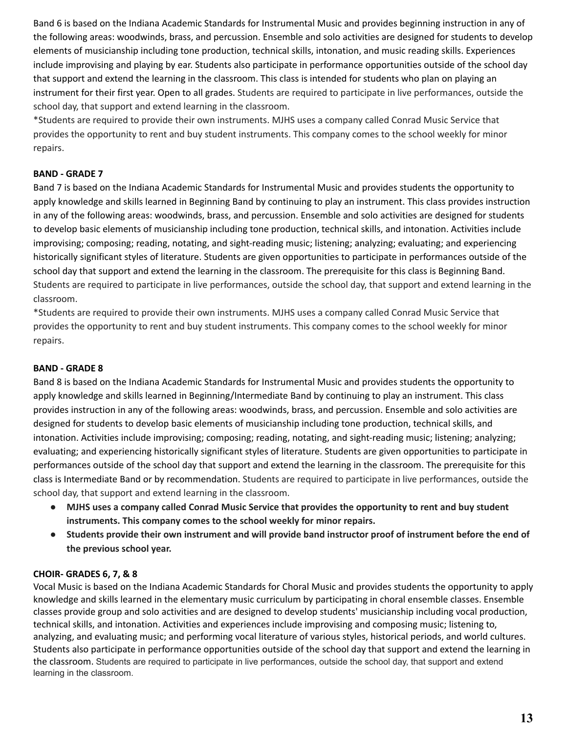Band 6 is based on the Indiana Academic Standards for Instrumental Music and provides beginning instruction in any of the following areas: woodwinds, brass, and percussion. Ensemble and solo activities are designed for students to develop elements of musicianship including tone production, technical skills, intonation, and music reading skills. Experiences include improvising and playing by ear. Students also participate in performance opportunities outside of the school day that support and extend the learning in the classroom. This class is intended for students who plan on playing an instrument for their first year. Open to all grades. Students are required to participate in live performances, outside the school day, that support and extend learning in the classroom.

*Students are required to provide their own instruments. MJHS uses a company called Conrad Music Service that provides the opportunity to rent and buy student instruments. This company comes to the school weekly for minor repairs.

**BAND - GRADE 7**

Band 7 is based on the Indiana Academic Standards for Instrumental Music and provides students the opportunity to apply knowledge and skills learned in Beginning Band by continuing to play an instrument. This class provides instruction in any of the following areas: woodwinds, brass, and percussion. Ensemble and solo activities are designed for students to develop basic elements of musicianship including tone production, technical skills, and intonation. Activities include improvising; composing; reading, notating, and sight-reading music; listening; analyzing; evaluating; and experiencing historically significant styles of literature. Students are given opportunities to participate in performances outside of the school day that support and extend the learning in the classroom. The prerequisite for this class is Beginning Band. Students are required to participate in live performances, outside the school day, that support and extend learning in the classroom.

*Students are required to provide their own instruments. MJHS uses a company called Conrad Music Service that provides the opportunity to rent and buy student instruments. This company comes to the school weekly for minor repairs.

**BAND - GRADE 8**

Band 8 is based on the Indiana Academic Standards for Instrumental Music and provides students the opportunity to apply knowledge and skills learned in Beginning/Intermediate Band by continuing to play an instrument. This class provides instruction in any of the following areas: woodwinds, brass, and percussion. Ensemble and solo activities are designed for students to develop basic elements of musicianship including tone production, technical skills, and intonation. Activities include improvising; composing; reading, notating, and sight-reading music; listening; analyzing; evaluating; and experiencing historically significant styles of literature. Students are given opportunities to participate in performances outside of the school day that support and extend the learning in the classroom. The prerequisite for this class is Intermediate Band or by recommendation. Students are required to participate in live performances, outside the school day, that support and extend learning in the classroom.

- **MJHS uses a company called Conrad Music Service that provides the opportunity to rent and buy student instruments. This company comes to the school weekly for minor repairs.**
- **Students provide their own instrument and will provide band instructor proof of instrument before the end of the previous school year.**

**CHOIR- GRADES 6, 7, & 8**

Vocal Music is based on the Indiana Academic Standards for Choral Music and provides students the opportunity to apply knowledge and skills learned in the elementary music curriculum by participating in choral ensemble classes. Ensemble classes provide group and solo activities and are designed to develop students' musicianship including vocal production, technical skills, and intonation. Activities and experiences include improvising and composing music; listening to, analyzing, and evaluating music; and performing vocal literature of various styles, historical periods, and world cultures. Students also participate in performance opportunities outside of the school day that support and extend the learning in the classroom. Students are required to participate in live performances, outside the school day, that support and extend learning in the classroom.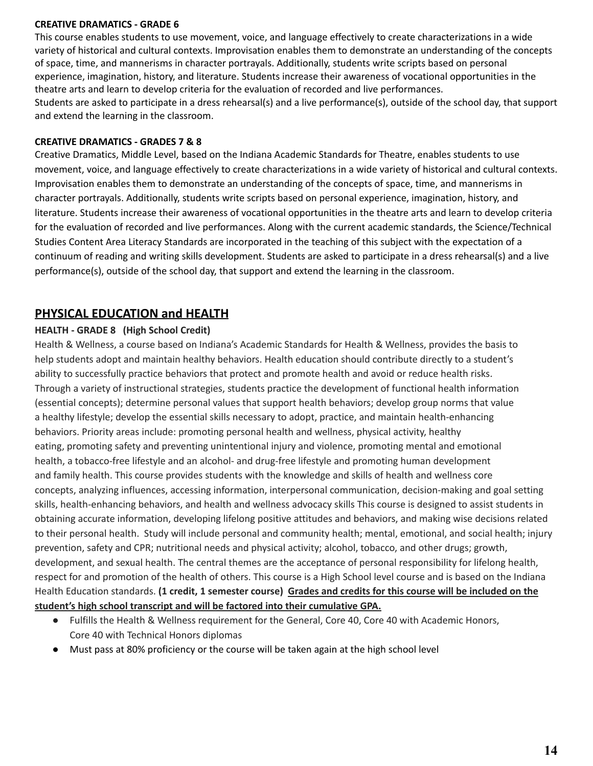**CREATIVE DRAMATICS - GRADE 6**

This course enables students to use movement, voice, and language effectively to create characterizations in a wide variety of historical and cultural contexts. Improvisation enables them to demonstrate an understanding of the concepts of space, time, and mannerisms in character portrayals. Additionally, students write scripts based on personal experience, imagination, history, and literature. Students increase their awareness of vocational opportunities in the theatre arts and learn to develop criteria for the evaluation of recorded and live performances.
Students are asked to participate in a dress rehearsal(s) and a live performance(s), outside of the school day, that support and extend the learning in the classroom.

**CREATIVE DRAMATICS - GRADES 7 & 8**

Creative Dramatics, Middle Level, based on the Indiana Academic Standards for Theatre, enables students to use movement, voice, and language effectively to create characterizations in a wide variety of historical and cultural contexts. Improvisation enables them to demonstrate an understanding of the concepts of space, time, and mannerisms in character portrayals. Additionally, students write scripts based on personal experience, imagination, history, and literature. Students increase their awareness of vocational opportunities in the theatre arts and learn to develop criteria for the evaluation of recorded and live performances. Along with the current academic standards, the Science/Technical Studies Content Area Literacy Standards are incorporated in the teaching of this subject with the expectation of a continuum of reading and writing skills development. Students are asked to participate in a dress rehearsal(s) and a live performance(s), outside of the school day, that support and extend the learning in the classroom.

## PHYSICAL EDUCATION and HEALTH

**HEALTH - GRADE 8 (High School Credit)**

Health & Wellness, a course based on Indiana's Academic Standards for Health & Wellness, provides the basis to help students adopt and maintain healthy behaviors. Health education should contribute directly to a student's ability to successfully practice behaviors that protect and promote health and avoid or reduce health risks. Through a variety of instructional strategies, students practice the development of functional health information (essential concepts); determine personal values that support health behaviors; develop group norms that value a healthy lifestyle; develop the essential skills necessary to adopt, practice, and maintain health-enhancing behaviors. Priority areas include: promoting personal health and wellness, physical activity, healthy eating, promoting safety and preventing unintentional injury and violence, promoting mental and emotional health, a tobacco-free lifestyle and an alcohol- and drug-free lifestyle and promoting human development and family health. This course provides students with the knowledge and skills of health and wellness core concepts, analyzing influences, accessing information, interpersonal communication, decision-making and goal setting skills, health-enhancing behaviors, and health and wellness advocacy skills This course is designed to assist students in obtaining accurate information, developing lifelong positive attitudes and behaviors, and making wise decisions related to their personal health. Study will include personal and community health; mental, emotional, and social health; injury prevention, safety and CPR; nutritional needs and physical activity; alcohol, tobacco, and other drugs; growth, development, and sexual health. The central themes are the acceptance of personal responsibility for lifelong health, respect for and promotion of the health of others. This course is a High School level course and is based on the Indiana Health Education standards. **(1 credit, 1 semester course)** **Grades and credits for this course will be included on the student's high school transcript and will be factored into their cumulative GPA.**

- Fulfills the Health & Wellness requirement for the General, Core 40, Core 40 with Academic Honors, Core 40 with Technical Honors diplomas
- Must pass at 80% proficiency or the course will be taken again at the high school level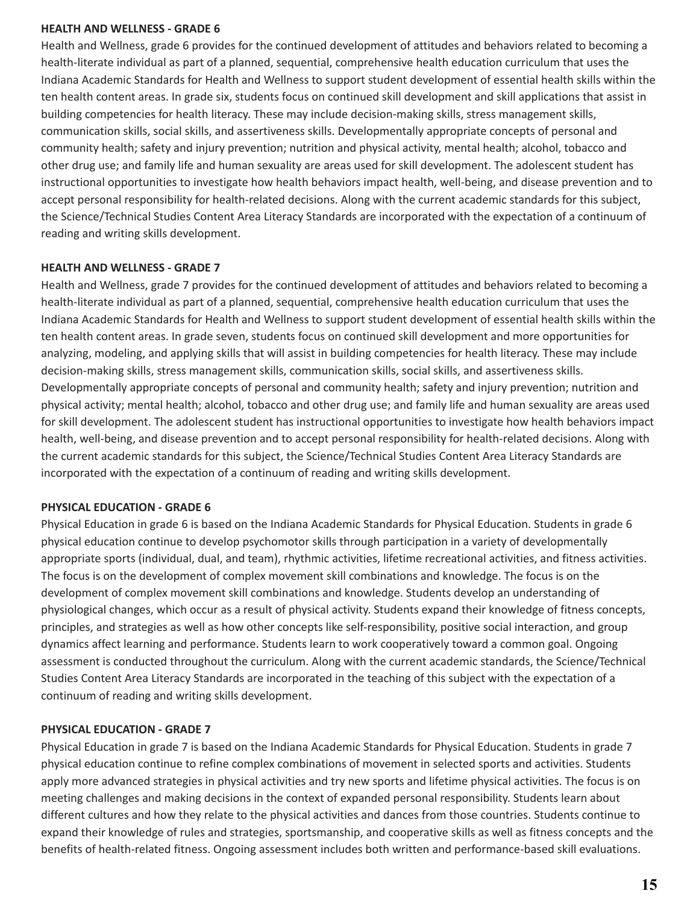**HEALTH AND WELLNESS - GRADE 6**

Health and Wellness, grade 6 provides for the continued development of attitudes and behaviors related to becoming a health-literate individual as part of a planned, sequential, comprehensive health education curriculum that uses the Indiana Academic Standards for Health and Wellness to support student development of essential health skills within the ten health content areas. In grade six, students focus on continued skill development and skill applications that assist in building competencies for health literacy. These may include decision-making skills, stress management skills, communication skills, social skills, and assertiveness skills. Developmentally appropriate concepts of personal and community health; safety and injury prevention; nutrition and physical activity, mental health; alcohol, tobacco and other drug use; and family life and human sexuality are areas used for skill development. The adolescent student has instructional opportunities to investigate how health behaviors impact health, well-being, and disease prevention and to accept personal responsibility for health-related decisions. Along with the current academic standards for this subject, the Science/Technical Studies Content Area Literacy Standards are incorporated with the expectation of a continuum of reading and writing skills development.

**HEALTH AND WELLNESS - GRADE 7**

Health and Wellness, grade 7 provides for the continued development of attitudes and behaviors related to becoming a health-literate individual as part of a planned, sequential, comprehensive health education curriculum that uses the Indiana Academic Standards for Health and Wellness to support student development of essential health skills within the ten health content areas. In grade seven, students focus on continued skill development and more opportunities for analyzing, modeling, and applying skills that will assist in building competencies for health literacy. These may include decision-making skills, stress management skills, communication skills, social skills, and assertiveness skills. Developmentally appropriate concepts of personal and community health; safety and injury prevention; nutrition and physical activity; mental health; alcohol, tobacco and other drug use; and family life and human sexuality are areas used for skill development. The adolescent student has instructional opportunities to investigate how health behaviors impact health, well-being, and disease prevention and to accept personal responsibility for health-related decisions. Along with the current academic standards for this subject, the Science/Technical Studies Content Area Literacy Standards are incorporated with the expectation of a continuum of reading and writing skills development.

**PHYSICAL EDUCATION - GRADE 6**

Physical Education in grade 6 is based on the Indiana Academic Standards for Physical Education. Students in grade 6 physical education continue to develop psychomotor skills through participation in a variety of developmentally appropriate sports (individual, dual, and team), rhythmic activities, lifetime recreational activities, and fitness activities. The focus is on the development of complex movement skill combinations and knowledge. The focus is on the development of complex movement skill combinations and knowledge. Students develop an understanding of physiological changes, which occur as a result of physical activity. Students expand their knowledge of fitness concepts, principles, and strategies as well as how other concepts like self-responsibility, positive social interaction, and group dynamics affect learning and performance. Students learn to work cooperatively toward a common goal. Ongoing assessment is conducted throughout the curriculum. Along with the current academic standards, the Science/Technical Studies Content Area Literacy Standards are incorporated in the teaching of this subject with the expectation of a continuum of reading and writing skills development.

**PHYSICAL EDUCATION - GRADE 7**

Physical Education in grade 7 is based on the Indiana Academic Standards for Physical Education. Students in grade 7 physical education continue to refine complex combinations of movement in selected sports and activities. Students apply more advanced strategies in physical activities and try new sports and lifetime physical activities. The focus is on meeting challenges and making decisions in the context of expanded personal responsibility. Students learn about different cultures and how they relate to the physical activities and dances from those countries. Students continue to expand their knowledge of rules and strategies, sportsmanship, and cooperative skills as well as fitness concepts and the benefits of health-related fitness. Ongoing assessment includes both written and performance-based skill evaluations.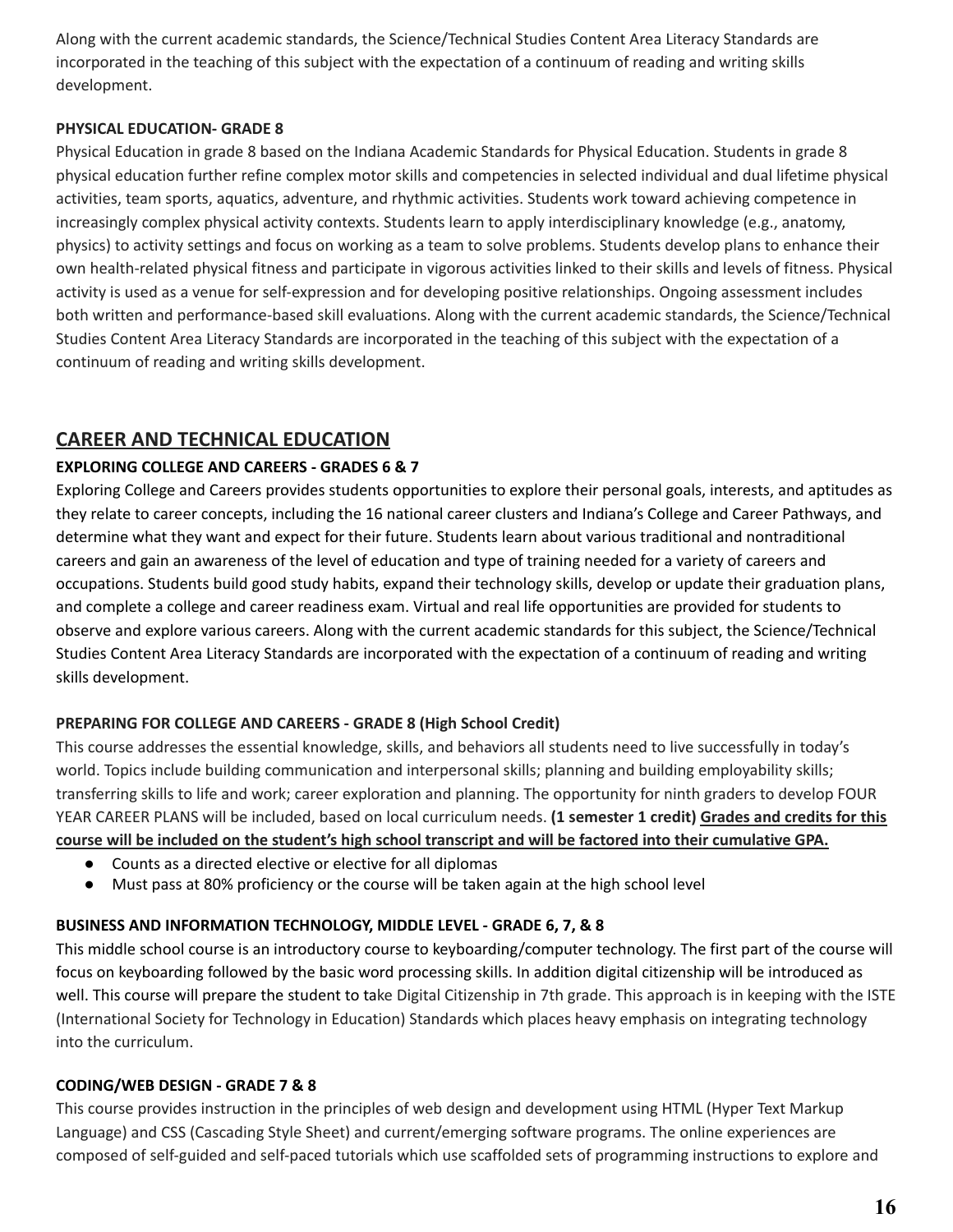Along with the current academic standards, the Science/Technical Studies Content Area Literacy Standards are incorporated in the teaching of this subject with the expectation of a continuum of reading and writing skills development.

**PHYSICAL EDUCATION- GRADE 8**

Physical Education in grade 8 based on the Indiana Academic Standards for Physical Education. Students in grade 8 physical education further refine complex motor skills and competencies in selected individual and dual lifetime physical activities, team sports, aquatics, adventure, and rhythmic activities. Students work toward achieving competence in increasingly complex physical activity contexts. Students learn to apply interdisciplinary knowledge (e.g., anatomy, physics) to activity settings and focus on working as a team to solve problems. Students develop plans to enhance their own health-related physical fitness and participate in vigorous activities linked to their skills and levels of fitness. Physical activity is used as a venue for self-expression and for developing positive relationships. Ongoing assessment includes both written and performance-based skill evaluations. Along with the current academic standards, the Science/Technical Studies Content Area Literacy Standards are incorporated in the teaching of this subject with the expectation of a continuum of reading and writing skills development.

## CAREER AND TECHNICAL EDUCATION

**EXPLORING COLLEGE AND CAREERS - GRADES 6 & 7**

Exploring College and Careers provides students opportunities to explore their personal goals, interests, and aptitudes as they relate to career concepts, including the 16 national career clusters and Indiana's College and Career Pathways, and determine what they want and expect for their future. Students learn about various traditional and nontraditional careers and gain an awareness of the level of education and type of training needed for a variety of careers and occupations. Students build good study habits, expand their technology skills, develop or update their graduation plans, and complete a college and career readiness exam. Virtual and real life opportunities are provided for students to observe and explore various careers. Along with the current academic standards for this subject, the Science/Technical Studies Content Area Literacy Standards are incorporated with the expectation of a continuum of reading and writing skills development.

**PREPARING FOR COLLEGE AND CAREERS - GRADE 8 (High School Credit)**

This course addresses the essential knowledge, skills, and behaviors all students need to live successfully in today's world. Topics include building communication and interpersonal skills; planning and building employability skills; transferring skills to life and work; career exploration and planning. The opportunity for ninth graders to develop FOUR YEAR CAREER PLANS will be included, based on local curriculum needs. **(1 semester 1 credit)** **<u>Grades and credits for this course will be included on the student's high school transcript and will be factored into their cumulative GPA.</u>**

- Counts as a directed elective or elective for all diplomas
- Must pass at 80% proficiency or the course will be taken again at the high school level

**BUSINESS AND INFORMATION TECHNOLOGY, MIDDLE LEVEL - GRADE 6, 7, & 8**

This middle school course is an introductory course to keyboarding/computer technology. The first part of the course will focus on keyboarding followed by the basic word processing skills. In addition digital citizenship will be introduced as well. This course will prepare the student to take Digital Citizenship in 7th grade. This approach is in keeping with the ISTE (International Society for Technology in Education) Standards which places heavy emphasis on integrating technology into the curriculum.

**CODING/WEB DESIGN - GRADE 7 & 8**

This course provides instruction in the principles of web design and development using HTML (Hyper Text Markup Language) and CSS (Cascading Style Sheet) and current/emerging software programs. The online experiences are composed of self-guided and self-paced tutorials which use scaffolded sets of programming instructions to explore and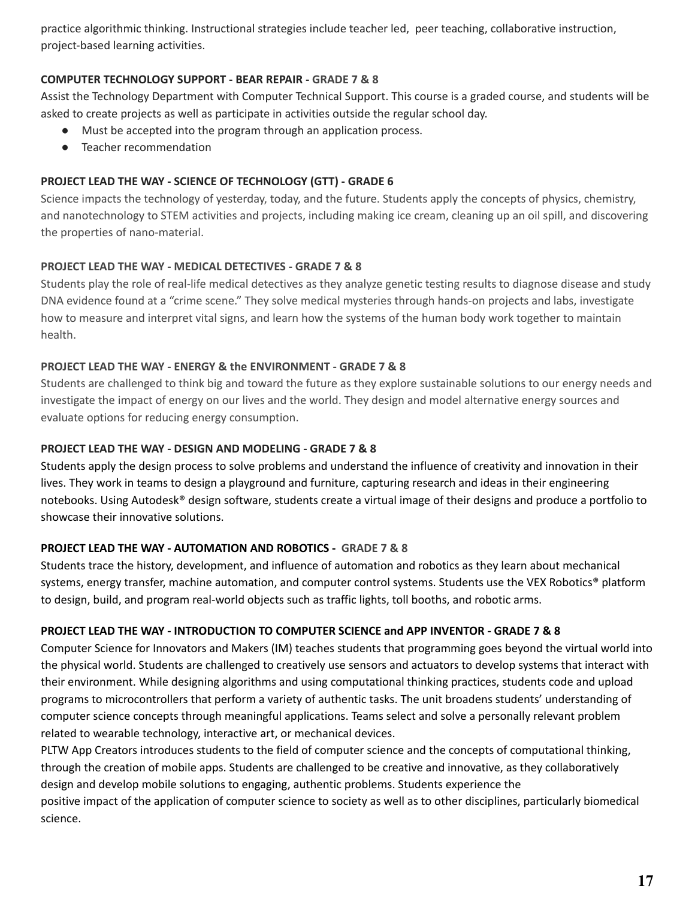practice algorithmic thinking. Instructional strategies include teacher led,  peer teaching, collaborative instruction, project-based learning activities.

**COMPUTER TECHNOLOGY SUPPORT - BEAR REPAIR - GRADE 7 & 8**

Assist the Technology Department with Computer Technical Support. This course is a graded course, and students will be asked to create projects as well as participate in activities outside the regular school day.

- Must be accepted into the program through an application process.
- Teacher recommendation

**PROJECT LEAD THE WAY - SCIENCE OF TECHNOLOGY (GTT) - GRADE 6**

Science impacts the technology of yesterday, today, and the future. Students apply the concepts of physics, chemistry, and nanotechnology to STEM activities and projects, including making ice cream, cleaning up an oil spill, and discovering the properties of nano-material.

**PROJECT LEAD THE WAY - MEDICAL DETECTIVES - GRADE 7 & 8**

Students play the role of real-life medical detectives as they analyze genetic testing results to diagnose disease and study DNA evidence found at a “crime scene.” They solve medical mysteries through hands-on projects and labs, investigate how to measure and interpret vital signs, and learn how the systems of the human body work together to maintain health.

**PROJECT LEAD THE WAY - ENERGY & the ENVIRONMENT - GRADE 7 & 8**

Students are challenged to think big and toward the future as they explore sustainable solutions to our energy needs and investigate the impact of energy on our lives and the world. They design and model alternative energy sources and evaluate options for reducing energy consumption.

**PROJECT LEAD THE WAY - DESIGN AND MODELING - GRADE 7 & 8**

Students apply the design process to solve problems and understand the influence of creativity and innovation in their lives. They work in teams to design a playground and furniture, capturing research and ideas in their engineering notebooks. Using Autodesk® design software, students create a virtual image of their designs and produce a portfolio to showcase their innovative solutions.

**PROJECT LEAD THE WAY - AUTOMATION AND ROBOTICS - GRADE 7 & 8**

Students trace the history, development, and influence of automation and robotics as they learn about mechanical systems, energy transfer, machine automation, and computer control systems. Students use the VEX Robotics® platform to design, build, and program real-world objects such as traffic lights, toll booths, and robotic arms.

**PROJECT LEAD THE WAY - INTRODUCTION TO COMPUTER SCIENCE and APP INVENTOR - GRADE 7 & 8**

Computer Science for Innovators and Makers (IM) teaches students that programming goes beyond the virtual world into the physical world. Students are challenged to creatively use sensors and actuators to develop systems that interact with their environment. While designing algorithms and using computational thinking practices, students code and upload programs to microcontrollers that perform a variety of authentic tasks. The unit broadens students’ understanding of computer science concepts through meaningful applications. Teams select and solve a personally relevant problem related to wearable technology, interactive art, or mechanical devices.

PLTW App Creators introduces students to the field of computer science and the concepts of computational thinking, through the creation of mobile apps. Students are challenged to be creative and innovative, as they collaboratively design and develop mobile solutions to engaging, authentic problems. Students experience the positive impact of the application of computer science to society as well as to other disciplines, particularly biomedical science.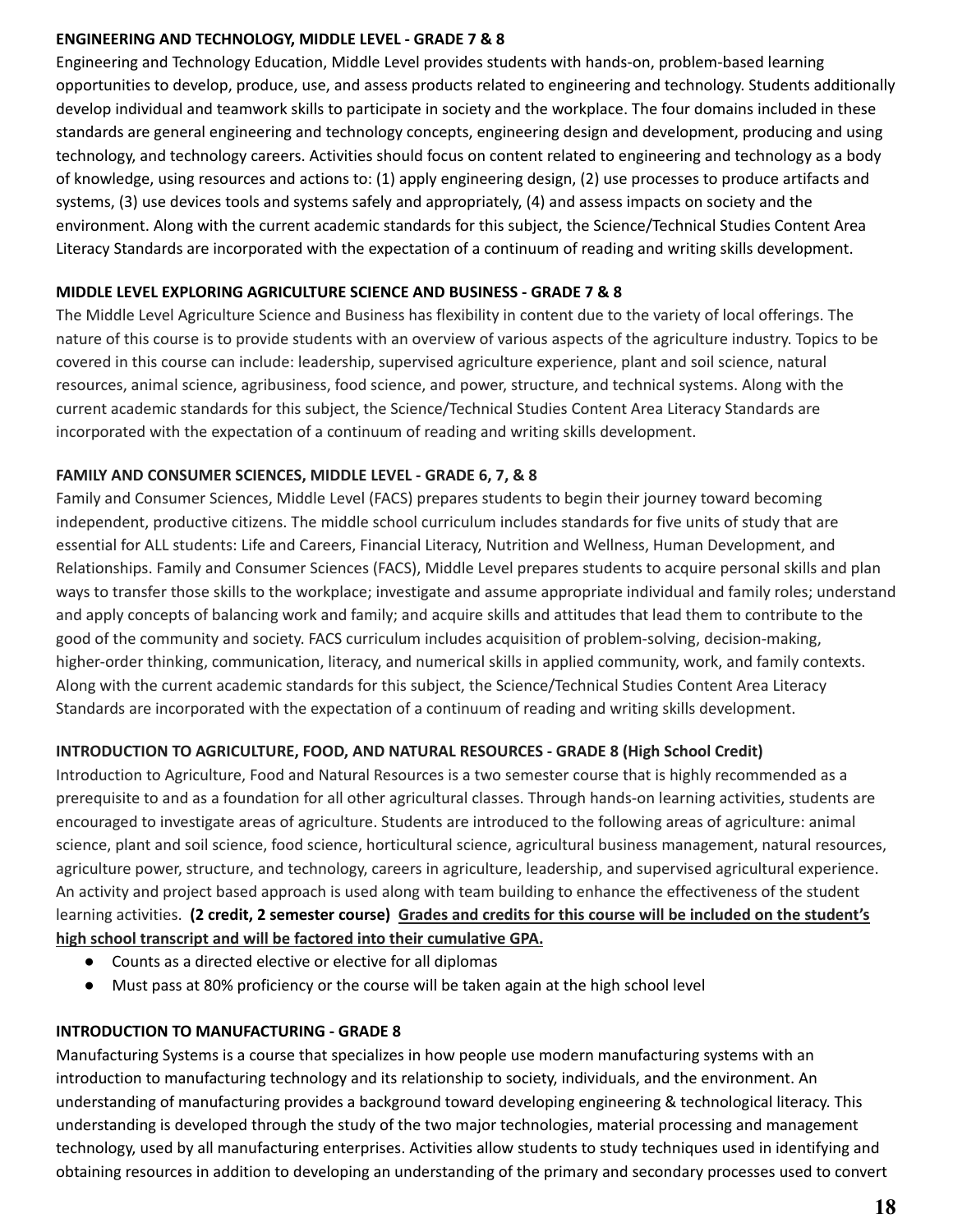**ENGINEERING AND TECHNOLOGY, MIDDLE LEVEL - GRADE 7 & 8**

Engineering and Technology Education, Middle Level provides students with hands-on, problem-based learning opportunities to develop, produce, use, and assess products related to engineering and technology. Students additionally develop individual and teamwork skills to participate in society and the workplace. The four domains included in these standards are general engineering and technology concepts, engineering design and development, producing and using technology, and technology careers. Activities should focus on content related to engineering and technology as a body of knowledge, using resources and actions to: (1) apply engineering design, (2) use processes to produce artifacts and systems, (3) use devices tools and systems safely and appropriately, (4) and assess impacts on society and the environment. Along with the current academic standards for this subject, the Science/Technical Studies Content Area Literacy Standards are incorporated with the expectation of a continuum of reading and writing skills development.

**MIDDLE LEVEL EXPLORING AGRICULTURE SCIENCE AND BUSINESS - GRADE 7 & 8**

The Middle Level Agriculture Science and Business has flexibility in content due to the variety of local offerings. The nature of this course is to provide students with an overview of various aspects of the agriculture industry. Topics to be covered in this course can include: leadership, supervised agriculture experience, plant and soil science, natural resources, animal science, agribusiness, food science, and power, structure, and technical systems. Along with the current academic standards for this subject, the Science/Technical Studies Content Area Literacy Standards are incorporated with the expectation of a continuum of reading and writing skills development.

**FAMILY AND CONSUMER SCIENCES, MIDDLE LEVEL - GRADE 6, 7, & 8**

Family and Consumer Sciences, Middle Level (FACS) prepares students to begin their journey toward becoming independent, productive citizens. The middle school curriculum includes standards for five units of study that are essential for ALL students: Life and Careers, Financial Literacy, Nutrition and Wellness, Human Development, and Relationships. Family and Consumer Sciences (FACS), Middle Level prepares students to acquire personal skills and plan ways to transfer those skills to the workplace; investigate and assume appropriate individual and family roles; understand and apply concepts of balancing work and family; and acquire skills and attitudes that lead them to contribute to the good of the community and society. FACS curriculum includes acquisition of problem-solving, decision-making, higher-order thinking, communication, literacy, and numerical skills in applied community, work, and family contexts. Along with the current academic standards for this subject, the Science/Technical Studies Content Area Literacy Standards are incorporated with the expectation of a continuum of reading and writing skills development.

**INTRODUCTION TO AGRICULTURE, FOOD, AND NATURAL RESOURCES - GRADE 8 (High School Credit)**

Introduction to Agriculture, Food and Natural Resources is a two semester course that is highly recommended as a prerequisite to and as a foundation for all other agricultural classes. Through hands-on learning activities, students are encouraged to investigate areas of agriculture. Students are introduced to the following areas of agriculture: animal science, plant and soil science, food science, horticultural science, agricultural business management, natural resources, agriculture power, structure, and technology, careers in agriculture, leadership, and supervised agricultural experience. An activity and project based approach is used along with team building to enhance the effectiveness of the student learning activities. **(2 credit, 2 semester course)** **<u>Grades and credits for this course will be included on the student's high school transcript and will be factored into their cumulative GPA.</u>**

- Counts as a directed elective or elective for all diplomas
- Must pass at 80% proficiency or the course will be taken again at the high school level

**INTRODUCTION TO MANUFACTURING - GRADE 8**

Manufacturing Systems is a course that specializes in how people use modern manufacturing systems with an introduction to manufacturing technology and its relationship to society, individuals, and the environment. An understanding of manufacturing provides a background toward developing engineering & technological literacy. This understanding is developed through the study of the two major technologies, material processing and management technology, used by all manufacturing enterprises. Activities allow students to study techniques used in identifying and obtaining resources in addition to developing an understanding of the primary and secondary processes used to convert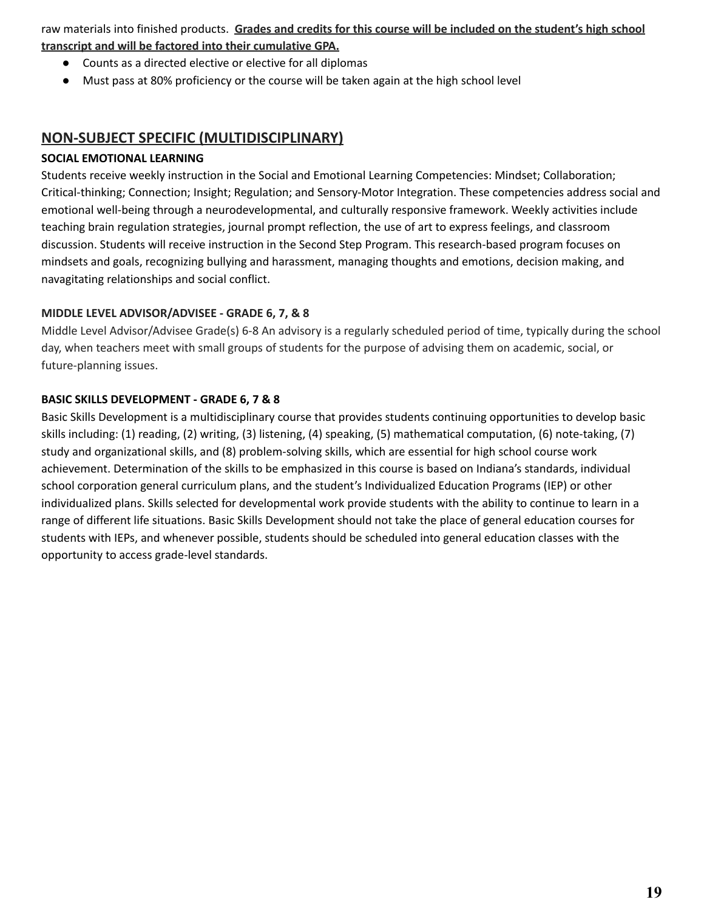raw materials into finished products. **Grades and credits for this course will be included on the student's high school transcript and will be factored into their cumulative GPA.**

- Counts as a directed elective or elective for all diplomas
- Must pass at 80% proficiency or the course will be taken again at the high school level

## NON-SUBJECT SPECIFIC (MULTIDISCIPLINARY)

**SOCIAL EMOTIONAL LEARNING**

Students receive weekly instruction in the Social and Emotional Learning Competencies: Mindset; Collaboration; Critical-thinking; Connection; Insight; Regulation; and Sensory-Motor Integration. These competencies address social and emotional well-being through a neurodevelopmental, and culturally responsive framework. Weekly activities include teaching brain regulation strategies, journal prompt reflection, the use of art to express feelings, and classroom discussion. Students will receive instruction in the Second Step Program. This research-based program focuses on mindsets and goals, recognizing bullying and harassment, managing thoughts and emotions, decision making, and navagitating relationships and social conflict.

**MIDDLE LEVEL ADVISOR/ADVISEE - GRADE 6, 7, & 8**

Middle Level Advisor/Advisee Grade(s) 6-8 An advisory is a regularly scheduled period of time, typically during the school day, when teachers meet with small groups of students for the purpose of advising them on academic, social, or future-planning issues.

**BASIC SKILLS DEVELOPMENT - GRADE 6, 7 & 8**

Basic Skills Development is a multidisciplinary course that provides students continuing opportunities to develop basic skills including: (1) reading, (2) writing, (3) listening, (4) speaking, (5) mathematical computation, (6) note-taking, (7) study and organizational skills, and (8) problem-solving skills, which are essential for high school course work achievement. Determination of the skills to be emphasized in this course is based on Indiana's standards, individual school corporation general curriculum plans, and the student's Individualized Education Programs (IEP) or other individualized plans. Skills selected for developmental work provide students with the ability to continue to learn in a range of different life situations. Basic Skills Development should not take the place of general education courses for students with IEPs, and whenever possible, students should be scheduled into general education classes with the opportunity to access grade-level standards.